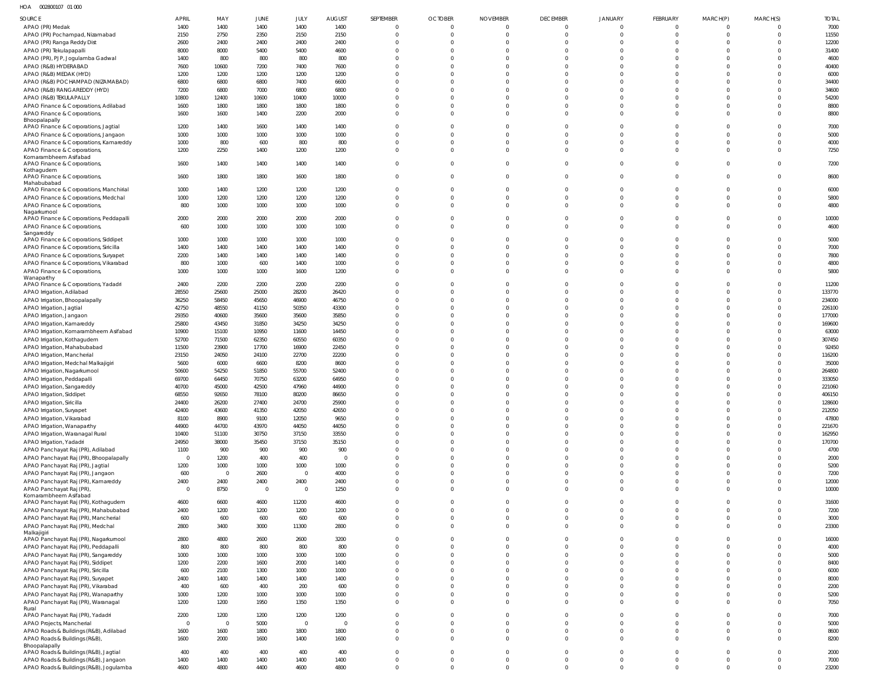HOA 002800107 01 000

| SOURCE | APRIL | MAY | JUNE | JULY | AUGUST | SEPTEMBER | OCTOBER | NOVEMBER | DECEMBER | JANUARY | FEBRUARY | MARCH(P) | MARCH(S) | TOTAL |
|---|---|---|---|---|---|---|---|---|---|---|---|---|---|---|
| APAO (PR) Medak | 1400 | 1400 | 1400 | 1400 | 1400 | 0 | 0 | 0 | 0 | 0 | 0 | 0 | 0 | 7000 |
| APAO (PR) Pochampad, Nizamabad | 2150 | 2750 | 2350 | 2150 | 2150 | 0 | 0 | 0 | 0 | 0 | 0 | 0 | 0 | 11550 |
| APAO (PR) Ranga Reddy Dist | 2600 | 2400 | 2400 | 2400 | 2400 | 0 | 0 | 0 | 0 | 0 | 0 | 0 | 0 | 12200 |
| APAO (PR) Tekulapapalli | 8000 | 8000 | 5400 | 5400 | 4600 | 0 | 0 | 0 | 0 | 0 | 0 | 0 | 0 | 31400 |
| APAO (PR), PJP, Jogulamba Gadwal | 1400 | 800 | 800 | 800 | 800 | 0 | 0 | 0 | 0 | 0 | 0 | 0 | 0 | 4600 |
| APAO (R&B) HYDERABAD | 7600 | 10600 | 7200 | 7400 | 7600 | 0 | 0 | 0 | 0 | 0 | 0 | 0 | 0 | 40400 |
| APAO (R&B) MEDAK (HYD) | 1200 | 1200 | 1200 | 1200 | 1200 | 0 | 0 | 0 | 0 | 0 | 0 | 0 | 0 | 6000 |
| APAO (R&B) POCHAMPAD (NIZAMABAD) | 6800 | 6800 | 6800 | 7400 | 6600 | 0 | 0 | 0 | 0 | 0 | 0 | 0 | 0 | 34400 |
| APAO (R&B) RANGAREDDY (HYD) | 7200 | 6800 | 7000 | 6800 | 6800 | 0 | 0 | 0 | 0 | 0 | 0 | 0 | 0 | 34600 |
| APAO (R&B) TEKULAPALLY | 10800 | 12400 | 10600 | 10400 | 10000 | 0 | 0 | 0 | 0 | 0 | 0 | 0 | 0 | 54200 |
| APAO Finance & Corporations, Adilabad | 1600 | 1800 | 1800 | 1800 | 1800 | 0 | 0 | 0 | 0 | 0 | 0 | 0 | 0 | 8800 |
| APAO Finance & Corporations, Bhoopalapally | 1600 | 1600 | 1400 | 2200 | 2000 | 0 | 0 | 0 | 0 | 0 | 0 | 0 | 0 | 8800 |
| APAO Finance & Corporations, Jagtial | 1200 | 1400 | 1600 | 1400 | 1400 | 0 | 0 | 0 | 0 | 0 | 0 | 0 | 0 | 7000 |
| APAO Finance & Corporations, Jangaon | 1000 | 1000 | 1000 | 1000 | 1000 | 0 | 0 | 0 | 0 | 0 | 0 | 0 | 0 | 5000 |
| APAO Finance & Corporations, Kamareddy | 1000 | 800 | 600 | 800 | 800 | 0 | 0 | 0 | 0 | 0 | 0 | 0 | 0 | 4000 |
| APAO Finance & Corporations, Komarambheem Asifabad | 1200 | 2250 | 1400 | 1200 | 1200 | 0 | 0 | 0 | 0 | 0 | 0 | 0 | 0 | 7250 |
| APAO Finance & Corporations, Kothagudem | 1600 | 1400 | 1400 | 1400 | 1400 | 0 | 0 | 0 | 0 | 0 | 0 | 0 | 0 | 7200 |
| APAO Finance & Corporations, Mahabubabad | 1600 | 1800 | 1800 | 1600 | 1800 | 0 | 0 | 0 | 0 | 0 | 0 | 0 | 0 | 8600 |
| APAO Finance & Corporations, Manchirial | 1000 | 1400 | 1200 | 1200 | 1200 | 0 | 0 | 0 | 0 | 0 | 0 | 0 | 0 | 6000 |
| APAO Finance & Corporations, Medchal | 1000 | 1200 | 1200 | 1200 | 1200 | 0 | 0 | 0 | 0 | 0 | 0 | 0 | 0 | 5800 |
| APAO Finance & Corporations, Nagarkurnool | 800 | 1000 | 1000 | 1000 | 1000 | 0 | 0 | 0 | 0 | 0 | 0 | 0 | 0 | 4800 |
| APAO Finance & Corporations, Peddapalli | 2000 | 2000 | 2000 | 2000 | 2000 | 0 | 0 | 0 | 0 | 0 | 0 | 0 | 0 | 10000 |
| APAO Finance & Corporations, Sangareddy | 600 | 1000 | 1000 | 1000 | 1000 | 0 | 0 | 0 | 0 | 0 | 0 | 0 | 0 | 4600 |
| APAO Finance & Corporations, Siddipet | 1000 | 1000 | 1000 | 1000 | 1000 | 0 | 0 | 0 | 0 | 0 | 0 | 0 | 0 | 5000 |
| APAO Finance & Corporations, Siricilla | 1400 | 1400 | 1400 | 1400 | 1400 | 0 | 0 | 0 | 0 | 0 | 0 | 0 | 0 | 7000 |
| APAO Finance & Corporations, Suryapet | 2200 | 1400 | 1400 | 1400 | 1400 | 0 | 0 | 0 | 0 | 0 | 0 | 0 | 0 | 7800 |
| APAO Finance & Corporations, Vikarabad | 800 | 1000 | 600 | 1400 | 1000 | 0 | 0 | 0 | 0 | 0 | 0 | 0 | 0 | 4800 |
| APAO Finance & Corporations, Wanaparthy | 1000 | 1000 | 1000 | 1600 | 1200 | 0 | 0 | 0 | 0 | 0 | 0 | 0 | 0 | 5800 |
| APAO Finance & Corporations, Yadadri | 2400 | 2200 | 2200 | 2200 | 2200 | 0 | 0 | 0 | 0 | 0 | 0 | 0 | 0 | 11200 |
| APAO Irrigation, Adilabad | 28550 | 25600 | 25000 | 28200 | 26420 | 0 | 0 | 0 | 0 | 0 | 0 | 0 | 0 | 133770 |
| APAO Irrigation, Bhoopalapally | 36250 | 58450 | 45650 | 46900 | 46750 | 0 | 0 | 0 | 0 | 0 | 0 | 0 | 0 | 234000 |
| APAO Irrigation, Jagtial | 42750 | 48550 | 41150 | 50350 | 43300 | 0 | 0 | 0 | 0 | 0 | 0 | 0 | 0 | 226100 |
| APAO Irrigation, Jangaon | 29350 | 40600 | 35600 | 35600 | 35850 | 0 | 0 | 0 | 0 | 0 | 0 | 0 | 0 | 177000 |
| APAO Irrigation, Kamareddy | 25800 | 43450 | 31850 | 34250 | 34250 | 0 | 0 | 0 | 0 | 0 | 0 | 0 | 0 | 169600 |
| APAO Irrigation, Komarambheem Asifabad | 10900 | 15100 | 10950 | 11600 | 14450 | 0 | 0 | 0 | 0 | 0 | 0 | 0 | 0 | 63000 |
| APAO Irrigation, Kothagudem | 52700 | 71500 | 62350 | 60550 | 60350 | 0 | 0 | 0 | 0 | 0 | 0 | 0 | 0 | 307450 |
| APAO Irrigation, Mahabubabad | 11500 | 23900 | 17700 | 16900 | 22450 | 0 | 0 | 0 | 0 | 0 | 0 | 0 | 0 | 92450 |
| APAO Irrigation, Mancherial | 23150 | 24050 | 24100 | 22700 | 22200 | 0 | 0 | 0 | 0 | 0 | 0 | 0 | 0 | 116200 |
| APAO Irrigation, Medchal Malkajigiri | 5600 | 6000 | 6600 | 8200 | 8600 | 0 | 0 | 0 | 0 | 0 | 0 | 0 | 0 | 35000 |
| APAO Irrigation, Nagarkurnool | 50600 | 54250 | 51850 | 55700 | 52400 | 0 | 0 | 0 | 0 | 0 | 0 | 0 | 0 | 264800 |
| APAO Irrigation, Peddapalli | 69700 | 64450 | 70750 | 63200 | 64950 | 0 | 0 | 0 | 0 | 0 | 0 | 0 | 0 | 333050 |
| APAO Irrigation, Sangareddy | 40700 | 45000 | 42500 | 47960 | 44900 | 0 | 0 | 0 | 0 | 0 | 0 | 0 | 0 | 221060 |
| APAO Irrigation, Siddipet | 68550 | 92650 | 78100 | 80200 | 86650 | 0 | 0 | 0 | 0 | 0 | 0 | 0 | 0 | 406150 |
| APAO Irrigation, Siricilla | 24400 | 26200 | 27400 | 24700 | 25900 | 0 | 0 | 0 | 0 | 0 | 0 | 0 | 0 | 128600 |
| APAO Irrigation, Suryapet | 42400 | 43600 | 41350 | 42050 | 42650 | 0 | 0 | 0 | 0 | 0 | 0 | 0 | 0 | 212050 |
| APAO Irrigation, Vikarabad | 8100 | 8900 | 9100 | 12050 | 9650 | 0 | 0 | 0 | 0 | 0 | 0 | 0 | 0 | 47800 |
| APAO Irrigation, Wanaparthy | 44900 | 44700 | 43970 | 44050 | 44050 | 0 | 0 | 0 | 0 | 0 | 0 | 0 | 0 | 221670 |
| APAO Irrigation, Waranagal Rural | 10400 | 51100 | 30750 | 37150 | 33550 | 0 | 0 | 0 | 0 | 0 | 0 | 0 | 0 | 162950 |
| APAO Irrigation, Yadadri | 24950 | 38000 | 35450 | 37150 | 35150 | 0 | 0 | 0 | 0 | 0 | 0 | 0 | 0 | 170700 |
| APAO Panchayat Raj (PR), Adilabad | 1100 | 900 | 900 | 900 | 900 | 0 | 0 | 0 | 0 | 0 | 0 | 0 | 0 | 4700 |
| APAO Panchayat Raj (PR), Bhoopalapally | 0 | 1200 | 400 | 400 | 0 | 0 | 0 | 0 | 0 | 0 | 0 | 0 | 0 | 2000 |
| APAO Panchayat Raj (PR), Jagtial | 1200 | 1000 | 1000 | 1000 | 1000 | 0 | 0 | 0 | 0 | 0 | 0 | 0 | 0 | 5200 |
| APAO Panchayat Raj (PR), Jangaon | 600 | 0 | 2600 | 0 | 4000 | 0 | 0 | 0 | 0 | 0 | 0 | 0 | 0 | 7200 |
| APAO Panchayat Raj (PR), Kamareddy | 2400 | 2400 | 2400 | 2400 | 2400 | 0 | 0 | 0 | 0 | 0 | 0 | 0 | 0 | 12000 |
| APAO Panchayat Raj (PR), Komarambheem Asifabad | 0 | 8750 | 0 | 0 | 1250 | 0 | 0 | 0 | 0 | 0 | 0 | 0 | 0 | 10000 |
| APAO Panchayat Raj (PR), Kothagudem | 4600 | 6600 | 4600 | 11200 | 4600 | 0 | 0 | 0 | 0 | 0 | 0 | 0 | 0 | 31600 |
| APAO Panchayat Raj (PR), Mahabubabad | 2400 | 1200 | 1200 | 1200 | 1200 | 0 | 0 | 0 | 0 | 0 | 0 | 0 | 0 | 7200 |
| APAO Panchayat Raj (PR), Mancherial | 600 | 600 | 600 | 600 | 600 | 0 | 0 | 0 | 0 | 0 | 0 | 0 | 0 | 3000 |
| APAO Panchayat Raj (PR), Medchal Malkajigiri | 2800 | 3400 | 3000 | 11300 | 2800 | 0 | 0 | 0 | 0 | 0 | 0 | 0 | 0 | 23300 |
| APAO Panchayat Raj (PR), Nagarkurnool | 2800 | 4800 | 2600 | 2600 | 3200 | 0 | 0 | 0 | 0 | 0 | 0 | 0 | 0 | 16000 |
| APAO Panchayat Raj (PR), Peddapalli | 800 | 800 | 800 | 800 | 800 | 0 | 0 | 0 | 0 | 0 | 0 | 0 | 0 | 4000 |
| APAO Panchayat Raj (PR), Sangareddy | 1000 | 1000 | 1000 | 1000 | 1000 | 0 | 0 | 0 | 0 | 0 | 0 | 0 | 0 | 5000 |
| APAO Panchayat Raj (PR), Siddipet | 1200 | 2200 | 1600 | 2000 | 1400 | 0 | 0 | 0 | 0 | 0 | 0 | 0 | 0 | 8400 |
| APAO Panchayat Raj (PR), Siricilla | 600 | 2100 | 1300 | 1000 | 1000 | 0 | 0 | 0 | 0 | 0 | 0 | 0 | 0 | 6000 |
| APAO Panchayat Raj (PR), Suryapet | 2400 | 1400 | 1400 | 1400 | 1400 | 0 | 0 | 0 | 0 | 0 | 0 | 0 | 0 | 8000 |
| APAO Panchayat Raj (PR), Vikarabad | 400 | 600 | 400 | 200 | 600 | 0 | 0 | 0 | 0 | 0 | 0 | 0 | 0 | 2200 |
| APAO Panchayat Raj (PR), Wanaparthy | 1000 | 1200 | 1000 | 1000 | 1000 | 0 | 0 | 0 | 0 | 0 | 0 | 0 | 0 | 5200 |
| APAO Panchayat Raj (PR), Waranagal Rural | 1200 | 1200 | 1950 | 1350 | 1350 | 0 | 0 | 0 | 0 | 0 | 0 | 0 | 0 | 7050 |
| APAO Panchayat Raj (PR), Yadadri | 2200 | 1200 | 1200 | 1200 | 1200 | 0 | 0 | 0 | 0 | 0 | 0 | 0 | 0 | 7000 |
| APAO Projects, Mancherial | 0 | 0 | 5000 | 0 | 0 | 0 | 0 | 0 | 0 | 0 | 0 | 0 | 0 | 5000 |
| APAO Roads & Buildings (R&B), Adilabad | 1600 | 1600 | 1800 | 1800 | 1800 | 0 | 0 | 0 | 0 | 0 | 0 | 0 | 0 | 8600 |
| APAO Roads & Buildings (R&B), Bhoopalapally | 1600 | 2000 | 1600 | 1400 | 1600 | 0 | 0 | 0 | 0 | 0 | 0 | 0 | 0 | 8200 |
| APAO Roads & Buildings (R&B), Jagtial | 400 | 400 | 400 | 400 | 400 | 0 | 0 | 0 | 0 | 0 | 0 | 0 | 0 | 2000 |
| APAO Roads & Buildings (R&B), Jangaon | 1400 | 1400 | 1400 | 1400 | 1400 | 0 | 0 | 0 | 0 | 0 | 0 | 0 | 0 | 7000 |
| APAO Roads & Buildings (R&B), Jogulamba | 4600 | 4800 | 4400 | 4600 | 4800 | 0 | 0 | 0 | 0 | 0 | 0 | 0 | 0 | 23200 |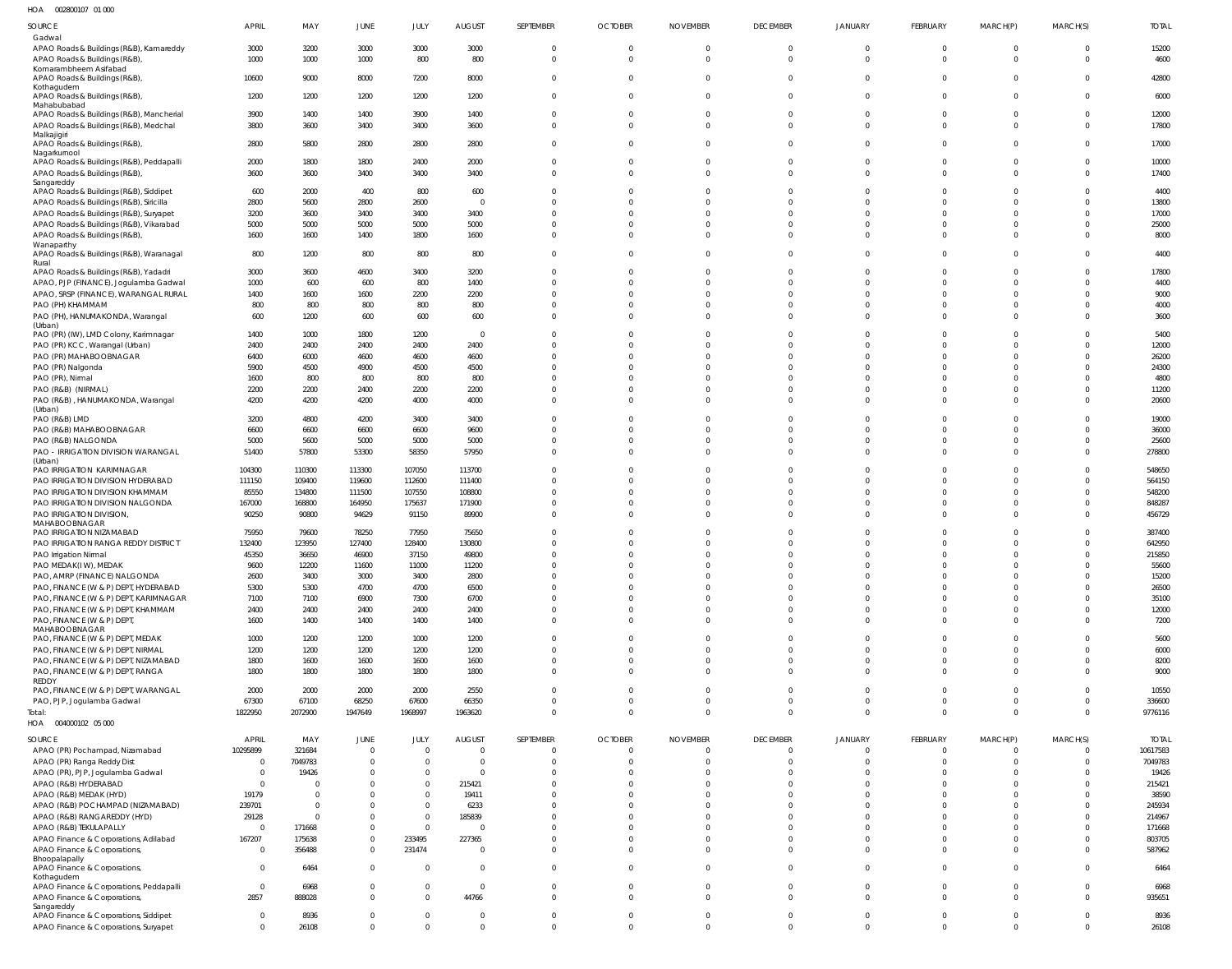HOA 002800107 01 000

| SOURCE | APRIL | MAY | JUNE | JULY | AUGUST | SEPTEMBER | OCTOBER | NOVEMBER | DECEMBER | JANUARY | FEBRUARY | MARCH(P) | MARCH(S) | TOTAL |
|---|---|---|---|---|---|---|---|---|---|---|---|---|---|---|
| Gadwal | | | | | | | | | | | | | | |
| APAO Roads & Buildings (R&B), Kamareddy | 3000 | 3200 | 3000 | 3000 | 3000 | 0 | 0 | 0 | 0 | 0 | 0 | 0 | 0 | 15200 |
| APAO Roads & Buildings (R&B), Komarambheem Asifabad | 1000 | 1000 | 1000 | 800 | 800 | 0 | 0 | 0 | 0 | 0 | 0 | 0 | 0 | 4600 |
| APAO Roads & Buildings (R&B), Kothagudem | 10600 | 9000 | 8000 | 7200 | 8000 | 0 | 0 | 0 | 0 | 0 | 0 | 0 | 0 | 42800 |
| APAO Roads & Buildings (R&B), Mahabubabad | 1200 | 1200 | 1200 | 1200 | 1200 | 0 | 0 | 0 | 0 | 0 | 0 | 0 | 0 | 6000 |
| APAO Roads & Buildings (R&B), Mancherial | 3900 | 1400 | 1400 | 3900 | 1400 | 0 | 0 | 0 | 0 | 0 | 0 | 0 | 0 | 12000 |
| APAO Roads & Buildings (R&B), Medchal Malkajigiri | 3800 | 3600 | 3400 | 3400 | 3600 | 0 | 0 | 0 | 0 | 0 | 0 | 0 | 0 | 17800 |
| APAO Roads & Buildings (R&B), Nagarkurnool | 2800 | 5800 | 2800 | 2800 | 2800 | 0 | 0 | 0 | 0 | 0 | 0 | 0 | 0 | 17000 |
| APAO Roads & Buildings (R&B), Peddapalli | 2000 | 1800 | 1800 | 2400 | 2000 | 0 | 0 | 0 | 0 | 0 | 0 | 0 | 0 | 10000 |
| APAO Roads & Buildings (R&B), Sangareddy | 3600 | 3600 | 3400 | 3400 | 3400 | 0 | 0 | 0 | 0 | 0 | 0 | 0 | 0 | 17400 |
| APAO Roads & Buildings (R&B), Siddipet | 600 | 2000 | 400 | 800 | 600 | 0 | 0 | 0 | 0 | 0 | 0 | 0 | 0 | 4400 |
| APAO Roads & Buildings (R&B), Siricilla | 2800 | 5600 | 2800 | 2600 | 0 | 0 | 0 | 0 | 0 | 0 | 0 | 0 | 0 | 13800 |
| APAO Roads & Buildings (R&B), Suryapet | 3200 | 3600 | 3400 | 3400 | 3400 | 0 | 0 | 0 | 0 | 0 | 0 | 0 | 0 | 17000 |
| APAO Roads & Buildings (R&B), Vikarabad | 5000 | 5000 | 5000 | 5000 | 5000 | 0 | 0 | 0 | 0 | 0 | 0 | 0 | 0 | 25000 |
| APAO Roads & Buildings (R&B), Wanaparthy | 1600 | 1600 | 1400 | 1800 | 1600 | 0 | 0 | 0 | 0 | 0 | 0 | 0 | 0 | 8000 |
| APAO Roads & Buildings (R&B), Waranagal Rural | 800 | 1200 | 800 | 800 | 800 | 0 | 0 | 0 | 0 | 0 | 0 | 0 | 0 | 4400 |
| APAO Roads & Buildings (R&B), Yadadri | 3000 | 3600 | 4600 | 3400 | 3200 | 0 | 0 | 0 | 0 | 0 | 0 | 0 | 0 | 17800 |
| APAO, PJP (FINANCE), Jogulamba Gadwal | 1000 | 600 | 600 | 800 | 1400 | 0 | 0 | 0 | 0 | 0 | 0 | 0 | 0 | 4400 |
| APAO, SRSP (FINANCE), WARANGAL RURAL | 1400 | 1600 | 1600 | 2200 | 2200 | 0 | 0 | 0 | 0 | 0 | 0 | 0 | 0 | 9000 |
| PAO (PH) KHAMMAM | 800 | 800 | 800 | 800 | 800 | 0 | 0 | 0 | 0 | 0 | 0 | 0 | 0 | 4000 |
| PAO (PH), HANUMAKONDA, Warangal (Urban) | 600 | 1200 | 600 | 600 | 600 | 0 | 0 | 0 | 0 | 0 | 0 | 0 | 0 | 3600 |
| PAO (PR) (IW), LMD Colony, Karimnagar | 1400 | 1000 | 1800 | 1200 | 0 | 0 | 0 | 0 | 0 | 0 | 0 | 0 | 0 | 5400 |
| PAO (PR) KCC, Warangal (Urban) | 2400 | 2400 | 2400 | 2400 | 2400 | 0 | 0 | 0 | 0 | 0 | 0 | 0 | 0 | 12000 |
| PAO (PR) MAHABOOBNAGAR | 6400 | 6000 | 4600 | 4600 | 4600 | 0 | 0 | 0 | 0 | 0 | 0 | 0 | 0 | 26200 |
| PAO (PR) Nalgonda | 5900 | 4500 | 4900 | 4500 | 4500 | 0 | 0 | 0 | 0 | 0 | 0 | 0 | 0 | 24300 |
| PAO (PR), Nirmal | 1600 | 800 | 800 | 800 | 800 | 0 | 0 | 0 | 0 | 0 | 0 | 0 | 0 | 4800 |
| PAO (R&B) (NIRMAL) | 2200 | 2200 | 2400 | 2200 | 2200 | 0 | 0 | 0 | 0 | 0 | 0 | 0 | 0 | 11200 |
| PAO (R&B) , HANUMAKONDA, Warangal (Urban) | 4200 | 4200 | 4200 | 4000 | 4000 | 0 | 0 | 0 | 0 | 0 | 0 | 0 | 0 | 20600 |
| PAO (R&B) LMD | 3200 | 4800 | 4200 | 3400 | 3400 | 0 | 0 | 0 | 0 | 0 | 0 | 0 | 0 | 19000 |
| PAO (R&B) MAHABOOBNAGAR | 6600 | 6600 | 6600 | 6600 | 9600 | 0 | 0 | 0 | 0 | 0 | 0 | 0 | 0 | 36000 |
| PAO (R&B) NALGONDA | 5000 | 5600 | 5000 | 5000 | 5000 | 0 | 0 | 0 | 0 | 0 | 0 | 0 | 0 | 25600 |
| PAO - IRRIGATION DIVISION WARANGAL (Urban) | 51400 | 57800 | 53300 | 58350 | 57950 | 0 | 0 | 0 | 0 | 0 | 0 | 0 | 0 | 278800 |
| PAO IRRIGATION KARIMNAGAR | 104300 | 110300 | 113300 | 107050 | 113700 | 0 | 0 | 0 | 0 | 0 | 0 | 0 | 0 | 548650 |
| PAO IRRIGATION DIVISION HYDERABAD | 111150 | 109400 | 119600 | 112600 | 111400 | 0 | 0 | 0 | 0 | 0 | 0 | 0 | 0 | 564150 |
| PAO IRRIGATION DIVISION KHAMMAM | 85550 | 134800 | 111500 | 107550 | 108800 | 0 | 0 | 0 | 0 | 0 | 0 | 0 | 0 | 548200 |
| PAO IRRIGATION DIVISION NALGONDA | 167000 | 168800 | 164950 | 175637 | 171900 | 0 | 0 | 0 | 0 | 0 | 0 | 0 | 0 | 848287 |
| PAO IRRIGATION DIVISION, MAHABOOBNAGAR | 90250 | 90800 | 94629 | 91150 | 89900 | 0 | 0 | 0 | 0 | 0 | 0 | 0 | 0 | 456729 |
| PAO IRRIGATION NIZAMABAD | 75950 | 79600 | 78250 | 77950 | 75650 | 0 | 0 | 0 | 0 | 0 | 0 | 0 | 0 | 387400 |
| PAO IRRIGATION RANGA REDDY DISTRICT | 132400 | 123950 | 127400 | 128400 | 130800 | 0 | 0 | 0 | 0 | 0 | 0 | 0 | 0 | 642950 |
| PAO Irrigation Nirmal | 45350 | 36650 | 46900 | 37150 | 49800 | 0 | 0 | 0 | 0 | 0 | 0 | 0 | 0 | 215850 |
| PAO MEDAK(IW), MEDAK | 9600 | 12200 | 11600 | 11000 | 11200 | 0 | 0 | 0 | 0 | 0 | 0 | 0 | 0 | 55600 |
| PAO, AMRP (FINANCE) NALGONDA | 2600 | 3400 | 3000 | 3400 | 2800 | 0 | 0 | 0 | 0 | 0 | 0 | 0 | 0 | 15200 |
| PAO, FINANCE (W & P) DEPT, HYDERABAD | 5300 | 5300 | 4700 | 4700 | 6500 | 0 | 0 | 0 | 0 | 0 | 0 | 0 | 0 | 26500 |
| PAO, FINANCE (W & P) DEPT, KARIMNAGAR | 7100 | 7100 | 6900 | 7300 | 6700 | 0 | 0 | 0 | 0 | 0 | 0 | 0 | 0 | 35100 |
| PAO, FINANCE (W & P) DEPT, KHAMMAM | 2400 | 2400 | 2400 | 2400 | 2400 | 0 | 0 | 0 | 0 | 0 | 0 | 0 | 0 | 12000 |
| PAO, FINANCE (W & P) DEPT, MAHABOOBNAGAR | 1600 | 1400 | 1400 | 1400 | 1400 | 0 | 0 | 0 | 0 | 0 | 0 | 0 | 0 | 7200 |
| PAO, FINANCE (W & P) DEPT, MEDAK | 1000 | 1200 | 1200 | 1000 | 1200 | 0 | 0 | 0 | 0 | 0 | 0 | 0 | 0 | 5600 |
| PAO, FINANCE (W & P) DEPT, NIRMAL | 1200 | 1200 | 1200 | 1200 | 1200 | 0 | 0 | 0 | 0 | 0 | 0 | 0 | 0 | 6000 |
| PAO, FINANCE (W & P) DEPT, NIZAMABAD | 1800 | 1600 | 1600 | 1600 | 1600 | 0 | 0 | 0 | 0 | 0 | 0 | 0 | 0 | 8200 |
| PAO, FINANCE (W & P) DEPT, RANGA REDDY | 1800 | 1800 | 1800 | 1800 | 1800 | 0 | 0 | 0 | 0 | 0 | 0 | 0 | 0 | 9000 |
| PAO, FINANCE (W & P) DEPT, WARANGAL | 2000 | 2000 | 2000 | 2000 | 2550 | 0 | 0 | 0 | 0 | 0 | 0 | 0 | 0 | 10550 |
| PAO, PJP, Jogulamba Gadwal | 67300 | 67100 | 68250 | 67600 | 66350 | 0 | 0 | 0 | 0 | 0 | 0 | 0 | 0 | 336600 |
| Total: | 1822950 | 2072900 | 1947649 | 1968997 | 1963620 | 0 | 0 | 0 | 0 | 0 | 0 | 0 | 0 | 9776116 |

HOA 004000102 05 000

| SOURCE | APRIL | MAY | JUNE | JULY | AUGUST | SEPTEMBER | OCTOBER | NOVEMBER | DECEMBER | JANUARY | FEBRUARY | MARCH(P) | MARCH(S) | TOTAL |
|---|---|---|---|---|---|---|---|---|---|---|---|---|---|---|
| APAO (PR) Pochampad, Nizamabad | 10295899 | 321684 | 0 | 0 | 0 | 0 | 0 | 0 | 0 | 0 | 0 | 0 | 0 | 10617583 |
| APAO (PR) Ranga Reddy Dist | 0 | 7049783 | 0 | 0 | 0 | 0 | 0 | 0 | 0 | 0 | 0 | 0 | 0 | 7049783 |
| APAO (PR), PJP, Jogulamba Gadwal | 0 | 19426 | 0 | 0 | 0 | 0 | 0 | 0 | 0 | 0 | 0 | 0 | 0 | 19426 |
| APAO (R&B) HYDERABAD | 0 | 0 | 0 | 0 | 215421 | 0 | 0 | 0 | 0 | 0 | 0 | 0 | 0 | 215421 |
| APAO (R&B) MEDAK (HYD) | 19179 | 0 | 0 | 0 | 19411 | 0 | 0 | 0 | 0 | 0 | 0 | 0 | 0 | 38590 |
| APAO (R&B) POCHAMPAD (NIZAMABAD) | 239701 | 0 | 0 | 0 | 6233 | 0 | 0 | 0 | 0 | 0 | 0 | 0 | 0 | 245934 |
| APAO (R&B) RANGAREDDY (HYD) | 29128 | 0 | 0 | 0 | 185839 | 0 | 0 | 0 | 0 | 0 | 0 | 0 | 0 | 214967 |
| APAO (R&B) TEKULAPALLY | 0 | 171668 | 0 | 0 | 0 | 0 | 0 | 0 | 0 | 0 | 0 | 0 | 0 | 171668 |
| APAO Finance & Corporations, Adilabad | 167207 | 175638 | 0 | 233495 | 227365 | 0 | 0 | 0 | 0 | 0 | 0 | 0 | 0 | 803705 |
| APAO Finance & Corporations, Bhoopalapally | 0 | 356488 | 0 | 231474 | 0 | 0 | 0 | 0 | 0 | 0 | 0 | 0 | 0 | 587962 |
| APAO Finance & Corporations, Kothagudem | 0 | 6464 | 0 | 0 | 0 | 0 | 0 | 0 | 0 | 0 | 0 | 0 | 0 | 6464 |
| APAO Finance & Corporations, Peddapalli | 0 | 6968 | 0 | 0 | 0 | 0 | 0 | 0 | 0 | 0 | 0 | 0 | 0 | 6968 |
| APAO Finance & Corporations, Sangareddy | 2857 | 888028 | 0 | 0 | 44766 | 0 | 0 | 0 | 0 | 0 | 0 | 0 | 0 | 935651 |
| APAO Finance & Corporations, Siddipet | 0 | 8936 | 0 | 0 | 0 | 0 | 0 | 0 | 0 | 0 | 0 | 0 | 0 | 8936 |
| APAO Finance & Corporations, Suryapet | 0 | 26108 | 0 | 0 | 0 | 0 | 0 | 0 | 0 | 0 | 0 | 0 | 0 | 26108 |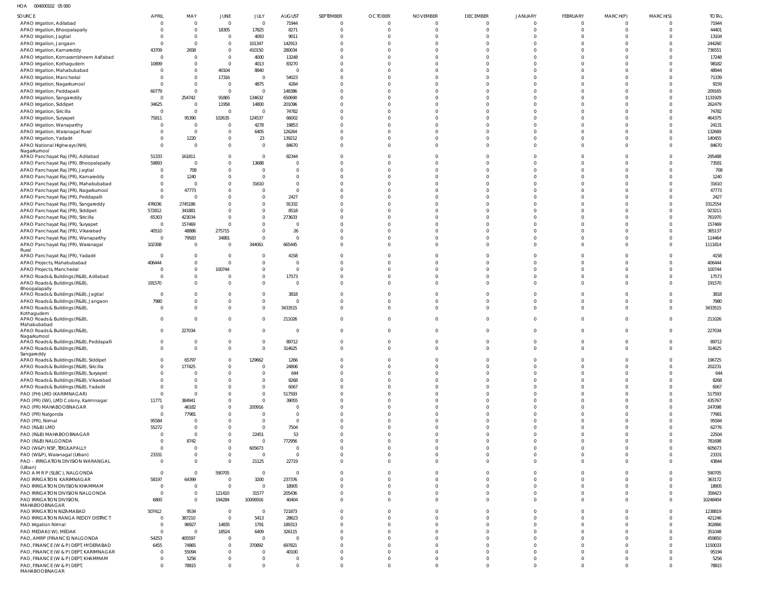HOA 004000102 05 000

| SOURCE | APRIL | MAY | JUNE | JULY | AUGUST | SEPTEMBER | OCTOBER | NOVEMBER | DECEMBER | JANUARY | FEBRUARY | MARCH(P) | MARCH(S) | TOTAL |
|---|---|---|---|---|---|---|---|---|---|---|---|---|---|---|
| APAO Irrigation, Adilabad | 0 | 0 | 0 | 0 | 71944 | 0 | 0 | 0 | 0 | 0 | 0 | 0 | 0 | 71944 |
| APAO Irrigation, Bhoopalapally | 0 | 0 | 18305 | 17825 | 8271 | 0 | 0 | 0 | 0 | 0 | 0 | 0 | 0 | 44401 |
| APAO Irrigation, Jagtial | 0 | 0 | 0 | 4093 | 9011 | 0 | 0 | 0 | 0 | 0 | 0 | 0 | 0 | 13104 |
| APAO Irrigation, Jangaon | 0 | 0 | 0 | 101347 | 142913 | 0 | 0 | 0 | 0 | 0 | 0 | 0 | 0 | 244260 |
| APAO Irrigation, Kamareddy | 43709 | 2658 | 0 | 410150 | 280034 | 0 | 0 | 0 | 0 | 0 | 0 | 0 | 0 | 736551 |
| APAO Irrigation, Komarambheem Asifabad | 0 | 0 | 0 | 4000 | 13248 | 0 | 0 | 0 | 0 | 0 | 0 | 0 | 0 | 17248 |
| APAO Irrigation, Kothagudem | 10899 | 0 | 0 | 4013 | 83270 | 0 | 0 | 0 | 0 | 0 | 0 | 0 | 0 | 98182 |
| APAO Irrigation, Mahabubabad | 0 | 0 | 40104 | 8840 | 0 | 0 | 0 | 0 | 0 | 0 | 0 | 0 | 0 | 48944 |
| APAO Irrigation, Mancherial | 0 | 0 | 17316 | 0 | 54023 | 0 | 0 | 0 | 0 | 0 | 0 | 0 | 0 | 71339 |
| APAO Irrigation, Nagarkurnool | 0 | 0 | 0 | 4875 | 4284 | 0 | 0 | 0 | 0 | 0 | 0 | 0 | 0 | 9159 |
| APAO Irrigation, Peddapalli | 60779 | 0 | 0 | 0 | 148386 | 0 | 0 | 0 | 0 | 0 | 0 | 0 | 0 | 209165 |
| APAO Irrigation, Sangareddy | 0 | 254742 | 91865 | 134632 | 650690 | 0 | 0 | 0 | 0 | 0 | 0 | 0 | 0 | 1131929 |
| APAO Irrigation, Siddipet | 34625 | 0 | 11958 | 14800 | 201096 | 0 | 0 | 0 | 0 | 0 | 0 | 0 | 0 | 262479 |
| APAO Irrigation, Siricilla | 0 | 0 | 0 | 0 | 74782 | 0 | 0 | 0 | 0 | 0 | 0 | 0 | 0 | 74782 |
| APAO Irrigation, Suryapet | 75811 | 95390 | 102635 | 124537 | 66002 | 0 | 0 | 0 | 0 | 0 | 0 | 0 | 0 | 464375 |
| APAO Irrigation, Wanaparthy | 0 | 0 | 0 | 4278 | 19853 | 0 | 0 | 0 | 0 | 0 | 0 | 0 | 0 | 24131 |
| APAO Irrigation, Waranagal Rural | 0 | 0 | 0 | 6405 | 126264 | 0 | 0 | 0 | 0 | 0 | 0 | 0 | 0 | 132669 |
| APAO Irrigation, Yadadri | 0 | 1220 | 0 | 23 | 139212 | 0 | 0 | 0 | 0 | 0 | 0 | 0 | 0 | 140455 |
| APAO National Highways (NH), Nagarkurnool | 0 | 0 | 0 | 0 | 84670 | 0 | 0 | 0 | 0 | 0 | 0 | 0 | 0 | 84670 |
| APAO Panchayat Raj (PR), Adilabad | 51333 | 161811 | 0 | 0 | 82344 | 0 | 0 | 0 | 0 | 0 | 0 | 0 | 0 | 295488 |
| APAO Panchayat Raj (PR), Bhoopalapally | 59893 | 0 | 0 | 13688 | 0 | 0 | 0 | 0 | 0 | 0 | 0 | 0 | 0 | 73581 |
| APAO Panchayat Raj (PR), Jagtial | 0 | 708 | 0 | 0 | 0 | 0 | 0 | 0 | 0 | 0 | 0 | 0 | 0 | 708 |
| APAO Panchayat Raj (PR), Kamareddy | 0 | 1240 | 0 | 0 | 0 | 0 | 0 | 0 | 0 | 0 | 0 | 0 | 0 | 1240 |
| APAO Panchayat Raj (PR), Mahabubabad | 0 | 0 | 0 | 31610 | 0 | 0 | 0 | 0 | 0 | 0 | 0 | 0 | 0 | 31610 |
| APAO Panchayat Raj (PR), Nagarkurnool | 0 | 47773 | 0 | 0 | 0 | 0 | 0 | 0 | 0 | 0 | 0 | 0 | 0 | 47773 |
| APAO Panchayat Raj (PR), Peddapalli | 0 | 0 | 0 | 0 | 2427 | 0 | 0 | 0 | 0 | 0 | 0 | 0 | 0 | 2427 |
| APAO Panchayat Raj (PR), Sangareddy | 476036 | 2745186 | 0 | 0 | 91332 | 0 | 0 | 0 | 0 | 0 | 0 | 0 | 0 | 3312554 |
| APAO Panchayat Raj (PR), Siddipet | 572812 | 341881 | 0 | 0 | 8518 | 0 | 0 | 0 | 0 | 0 | 0 | 0 | 0 | 923211 |
| APAO Panchayat Raj (PR), Siricilla | 65303 | 423034 | 0 | 0 | 273633 | 0 | 0 | 0 | 0 | 0 | 0 | 0 | 0 | 761970 |
| APAO Panchayat Raj (PR), Suryapet | 0 | 157469 | 0 | 0 | 0 | 0 | 0 | 0 | 0 | 0 | 0 | 0 | 0 | 157469 |
| APAO Panchayat Raj (PR), Vikarabad | 40510 | 48886 | 275715 | 0 | 26 | 0 | 0 | 0 | 0 | 0 | 0 | 0 | 0 | 365137 |
| APAO Panchayat Raj (PR), Wanaparthy | 0 | 79583 | 34881 | 0 | 0 | 0 | 0 | 0 | 0 | 0 | 0 | 0 | 0 | 114464 |
| APAO Panchayat Raj (PR), Waranagal Rural | 102308 | 0 | 0 | 344061 | 665445 | 0 | 0 | 0 | 0 | 0 | 0 | 0 | 0 | 1111814 |
| APAO Panchayat Raj (PR), Yadadri | 0 | 0 | 0 | 0 | 4158 | 0 | 0 | 0 | 0 | 0 | 0 | 0 | 0 | 4158 |
| APAO Projects, Mahabubabad | 406444 | 0 | 0 | 0 | 0 | 0 | 0 | 0 | 0 | 0 | 0 | 0 | 0 | 406444 |
| APAO Projects, Mancherial | 0 | 0 | 100744 | 0 | 0 | 0 | 0 | 0 | 0 | 0 | 0 | 0 | 0 | 100744 |
| APAO Roads & Buildings (R&B), Adilabad | 0 | 0 | 0 | 0 | 17573 | 0 | 0 | 0 | 0 | 0 | 0 | 0 | 0 | 17573 |
| APAO Roads & Buildings (R&B), Bhoopalapally | 191570 | 0 | 0 | 0 | 0 | 0 | 0 | 0 | 0 | 0 | 0 | 0 | 0 | 191570 |
| APAO Roads & Buildings (R&B), Jagtial | 0 | 0 | 0 | 0 | 3818 | 0 | 0 | 0 | 0 | 0 | 0 | 0 | 0 | 3818 |
| APAO Roads & Buildings (R&B), Jangaon | 7980 | 0 | 0 | 0 | 0 | 0 | 0 | 0 | 0 | 0 | 0 | 0 | 0 | 7980 |
| APAO Roads & Buildings (R&B), Kothagudem | 0 | 0 | 0 | 0 | 3433515 | 0 | 0 | 0 | 0 | 0 | 0 | 0 | 0 | 3433515 |
| APAO Roads & Buildings (R&B), Mahabubabad | 0 | 0 | 0 | 0 | 211026 | 0 | 0 | 0 | 0 | 0 | 0 | 0 | 0 | 211026 |
| APAO Roads & Buildings (R&B), Nagarkurnool | 0 | 227034 | 0 | 0 | 0 | 0 | 0 | 0 | 0 | 0 | 0 | 0 | 0 | 227034 |
| APAO Roads & Buildings (R&B), Peddapalli | 0 | 0 | 0 | 0 | 89712 | 0 | 0 | 0 | 0 | 0 | 0 | 0 | 0 | 89712 |
| APAO Roads & Buildings (R&B), Sangareddy | 0 | 0 | 0 | 0 | 314625 | 0 | 0 | 0 | 0 | 0 | 0 | 0 | 0 | 314625 |
| APAO Roads & Buildings (R&B), Siddipet | 0 | 65797 | 0 | 129662 | 1266 | 0 | 0 | 0 | 0 | 0 | 0 | 0 | 0 | 196725 |
| APAO Roads & Buildings (R&B), Siricilla | 0 | 177425 | 0 | 0 | 24806 | 0 | 0 | 0 | 0 | 0 | 0 | 0 | 0 | 202231 |
| APAO Roads & Buildings (R&B), Suryapet | 0 | 0 | 0 | 0 | 644 | 0 | 0 | 0 | 0 | 0 | 0 | 0 | 0 | 644 |
| APAO Roads & Buildings (R&B), Vikarabad | 0 | 0 | 0 | 0 | 8268 | 0 | 0 | 0 | 0 | 0 | 0 | 0 | 0 | 8268 |
| APAO Roads & Buildings (R&B), Yadadri | 0 | 0 | 0 | 0 | 6067 | 0 | 0 | 0 | 0 | 0 | 0 | 0 | 0 | 6067 |
| PAO (PH) LMD (KARIMNAGAR) | 0 | 0 | 0 | 0 | 517593 | 0 | 0 | 0 | 0 | 0 | 0 | 0 | 0 | 517593 |
| PAO (PR) (IW), LMD Colony, Karimnagar | 11771 | 384941 | 0 | 0 | 39055 | 0 | 0 | 0 | 0 | 0 | 0 | 0 | 0 | 435767 |
| PAO (PR) MAHABOOBNAGAR | 0 | 46182 | 0 | 200916 | 0 | 0 | 0 | 0 | 0 | 0 | 0 | 0 | 0 | 247098 |
| PAO (PR) Nalgonda | 0 | 77981 | 0 | 0 | 0 | 0 | 0 | 0 | 0 | 0 | 0 | 0 | 0 | 77981 |
| PAO (PR), Nirmal | 95584 | 0 | 0 | 0 | 0 | 0 | 0 | 0 | 0 | 0 | 0 | 0 | 0 | 95584 |
| PAO (R&B) LMD | 55272 | 0 | 0 | 0 | 7504 | 0 | 0 | 0 | 0 | 0 | 0 | 0 | 0 | 62776 |
| PAO (R&B) MAHABOOBNAGAR | 0 | 0 | 0 | 22451 | 53 | 0 | 0 | 0 | 0 | 0 | 0 | 0 | 0 | 22504 |
| PAO (R&B) NALGONDA | 0 | 8742 | 0 | 0 | 772956 | 0 | 0 | 0 | 0 | 0 | 0 | 0 | 0 | 781698 |
| PAO (W&P) NSP, TEKULAPALLY | 0 | 0 | 0 | 605673 | 0 | 0 | 0 | 0 | 0 | 0 | 0 | 0 | 0 | 605673 |
| PAO (W&P), Waranagal (Urban) | 23331 | 0 | 0 | 0 | 0 | 0 | 0 | 0 | 0 | 0 | 0 | 0 | 0 | 23331 |
| PAO - IRRIGATION DIVISION WARANGAL (Urban) | 0 | 0 | 0 | 21125 | 22719 | 0 | 0 | 0 | 0 | 0 | 0 | 0 | 0 | 43844 |
| PAO A M R P (SLBC), NALGONDA | 0 | 0 | 590705 | 0 | 0 | 0 | 0 | 0 | 0 | 0 | 0 | 0 | 0 | 590705 |
| PAO IRRIGATION KARIMNAGAR | 58197 | 64399 | 0 | 3200 | 237376 | 0 | 0 | 0 | 0 | 0 | 0 | 0 | 0 | 363172 |
| PAO IRRIGATION DIVISION KHAMMAM | 0 | 0 | 0 | 0 | 18905 | 0 | 0 | 0 | 0 | 0 | 0 | 0 | 0 | 18905 |
| PAO IRRIGATION DIVISION NALGONDA | 0 | 0 | 121410 | 31577 | 205436 | 0 | 0 | 0 | 0 | 0 | 0 | 0 | 0 | 358423 |
| PAO IRRIGATION DIVISION, MAHABOOBNAGAR | 6800 | 0 | 194284 | 10006916 | 40404 | 0 | 0 | 0 | 0 | 0 | 0 | 0 | 0 | 10248404 |
| PAO IRRIGATION NIZAMABAD | 507412 | 9534 | 0 | 0 | 721873 | 0 | 0 | 0 | 0 | 0 | 0 | 0 | 0 | 1238819 |
| PAO IRRIGATION RANGA REDDY DISTRICT | 0 | 387210 | 0 | 5413 | 28623 | 0 | 0 | 0 | 0 | 0 | 0 | 0 | 0 | 421246 |
| PAO Irrigation Nirmal | 0 | 96927 | 14835 | 1791 | 189313 | 0 | 0 | 0 | 0 | 0 | 0 | 0 | 0 | 302866 |
| PAO MEDAK(IW), MEDAK | 0 | 0 | 18524 | 6409 | 326115 | 0 | 0 | 0 | 0 | 0 | 0 | 0 | 0 | 351048 |
| PAO, AMRP (FINANCE) NALGONDA | 54253 | 405597 | 0 | 0 | 0 | 0 | 0 | 0 | 0 | 0 | 0 | 0 | 0 | 459850 |
| PAO, FINANCE (W & P) DEPT, HYDERABAD | 6455 | 74865 | 0 | 370892 | 697821 | 0 | 0 | 0 | 0 | 0 | 0 | 0 | 0 | 1150033 |
| PAO, FINANCE (W & P) DEPT, KARIMNAGAR | 0 | 55094 | 0 | 0 | 40100 | 0 | 0 | 0 | 0 | 0 | 0 | 0 | 0 | 95194 |
| PAO, FINANCE (W & P) DEPT, KHAMMAM | 0 | 5256 | 0 | 0 | 0 | 0 | 0 | 0 | 0 | 0 | 0 | 0 | 0 | 5256 |
| PAO, FINANCE (W & P) DEPT, MAHABOOBNAGAR | 0 | 78815 | 0 | 0 | 0 | 0 | 0 | 0 | 0 | 0 | 0 | 0 | 0 | 78815 |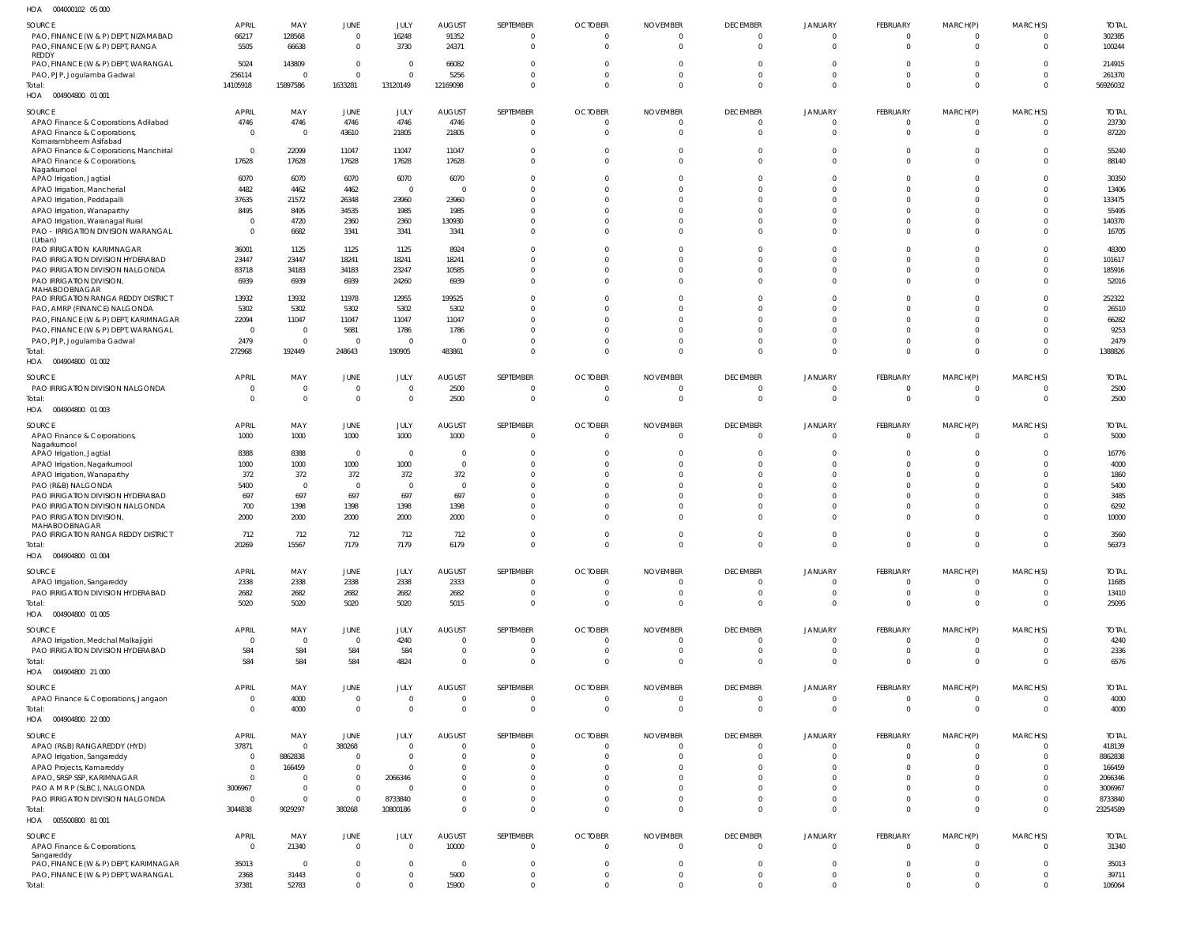HOA 004000102 05 000

| SOURCE | APRIL | MAY | JUNE | JULY | AUGUST | SEPTEMBER | OCTOBER | NOVEMBER | DECEMBER | JANUARY | FEBRUARY | MARCH(P) | MARCH(S) | TOTAL |
|---|---|---|---|---|---|---|---|---|---|---|---|---|---|---|
| PAO, FINANCE (W & P) DEPT, NIZAMABAD | 66217 | 128568 | 0 | 16248 | 91352 | 0 | 0 | 0 | 0 | 0 | 0 | 0 | 0 | 302385 |
| PAO, FINANCE (W & P) DEPT, RANGA REDDY | 5505 | 66638 | 0 | 3730 | 24371 | 0 | 0 | 0 | 0 | 0 | 0 | 0 | 0 | 100244 |
| PAO, FINANCE (W & P) DEPT, WARANGAL | 5024 | 143809 | 0 | 0 | 66082 | 0 | 0 | 0 | 0 | 0 | 0 | 0 | 0 | 214915 |
| PAO, PJP, Jogulamba Gadwal | 256114 | 0 | 0 | 0 | 5256 | 0 | 0 | 0 | 0 | 0 | 0 | 0 | 0 | 261370 |
| Total: | 14105918 | 15897586 | 1633281 | 13120149 | 12169098 | 0 | 0 | 0 | 0 | 0 | 0 | 0 | 0 | 56926032 |

HOA 004904800 01 001

| SOURCE | APRIL | MAY | JUNE | JULY | AUGUST | SEPTEMBER | OCTOBER | NOVEMBER | DECEMBER | JANUARY | FEBRUARY | MARCH(P) | MARCH(S) | TOTAL |
|---|---|---|---|---|---|---|---|---|---|---|---|---|---|---|
| APAO Finance & Corporations, Adilabad | 4746 | 4746 | 4746 | 4746 | 4746 | 0 | 0 | 0 | 0 | 0 | 0 | 0 | 0 | 23730 |
| APAO Finance & Corporations, Komarambheem Asifabad | 0 | 0 | 43610 | 21805 | 21805 | 0 | 0 | 0 | 0 | 0 | 0 | 0 | 0 | 87220 |
| APAO Finance & Corporations, Manchirial | 0 | 22099 | 11047 | 11047 | 11047 | 0 | 0 | 0 | 0 | 0 | 0 | 0 | 0 | 55240 |
| APAO Finance & Corporations, Nagarkurnool | 17628 | 17628 | 17628 | 17628 | 17628 | 0 | 0 | 0 | 0 | 0 | 0 | 0 | 0 | 88140 |
| APAO Irrigation, Jagtial | 6070 | 6070 | 6070 | 6070 | 6070 | 0 | 0 | 0 | 0 | 0 | 0 | 0 | 0 | 30350 |
| APAO Irrigation, Mancherial | 4482 | 4462 | 4462 | 0 | 0 | 0 | 0 | 0 | 0 | 0 | 0 | 0 | 0 | 13406 |
| APAO Irrigation, Peddapalli | 37635 | 21572 | 26348 | 23960 | 23960 | 0 | 0 | 0 | 0 | 0 | 0 | 0 | 0 | 133475 |
| APAO Irrigation, Wanaparthy | 8495 | 8495 | 34535 | 1985 | 1985 | 0 | 0 | 0 | 0 | 0 | 0 | 0 | 0 | 55495 |
| APAO Irrigation, Waranagal Rural | 0 | 4720 | 2360 | 2360 | 130930 | 0 | 0 | 0 | 0 | 0 | 0 | 0 | 0 | 140370 |
| PAO - IRRIGATION DIVISION WARANGAL (Urban) | 0 | 6682 | 3341 | 3341 | 3341 | 0 | 0 | 0 | 0 | 0 | 0 | 0 | 0 | 16705 |
| PAO IRRIGATION KARIMNAGAR | 36001 | 1125 | 1125 | 1125 | 8924 | 0 | 0 | 0 | 0 | 0 | 0 | 0 | 0 | 48300 |
| PAO IRRIGATION DIVISION HYDERABAD | 23447 | 23447 | 18241 | 18241 | 18241 | 0 | 0 | 0 | 0 | 0 | 0 | 0 | 0 | 101617 |
| PAO IRRIGATION DIVISION NALGONDA | 83718 | 34183 | 34183 | 23247 | 10585 | 0 | 0 | 0 | 0 | 0 | 0 | 0 | 0 | 185916 |
| PAO IRRIGATION DIVISION, MAHABOOBNAGAR | 6939 | 6939 | 6939 | 24260 | 6939 | 0 | 0 | 0 | 0 | 0 | 0 | 0 | 0 | 52016 |
| PAO IRRIGATION RANGA REDDY DISTRICT | 13932 | 13932 | 11978 | 12955 | 199525 | 0 | 0 | 0 | 0 | 0 | 0 | 0 | 0 | 252322 |
| PAO, AMRP (FINANCE) NALGONDA | 5302 | 5302 | 5302 | 5302 | 5302 | 0 | 0 | 0 | 0 | 0 | 0 | 0 | 0 | 26510 |
| PAO, FINANCE (W & P) DEPT, KARIMNAGAR | 22094 | 11047 | 11047 | 11047 | 11047 | 0 | 0 | 0 | 0 | 0 | 0 | 0 | 0 | 66282 |
| PAO, FINANCE (W & P) DEPT, WARANGAL | 0 | 0 | 5681 | 1786 | 1786 | 0 | 0 | 0 | 0 | 0 | 0 | 0 | 0 | 9253 |
| PAO, PJP, Jogulamba Gadwal | 2479 | 0 | 0 | 0 | 0 | 0 | 0 | 0 | 0 | 0 | 0 | 0 | 0 | 2479 |
| Total: | 272968 | 192449 | 248643 | 190905 | 483861 | 0 | 0 | 0 | 0 | 0 | 0 | 0 | 0 | 1388826 |

HOA 004904800 01 002

| SOURCE | APRIL | MAY | JUNE | JULY | AUGUST | SEPTEMBER | OCTOBER | NOVEMBER | DECEMBER | JANUARY | FEBRUARY | MARCH(P) | MARCH(S) | TOTAL |
|---|---|---|---|---|---|---|---|---|---|---|---|---|---|---|
| PAO IRRIGATION DIVISION NALGONDA | 0 | 0 | 0 | 0 | 2500 | 0 | 0 | 0 | 0 | 0 | 0 | 0 | 0 | 2500 |
| Total: | 0 | 0 | 0 | 0 | 2500 | 0 | 0 | 0 | 0 | 0 | 0 | 0 | 0 | 2500 |

HOA 004904800 01 003

| SOURCE | APRIL | MAY | JUNE | JULY | AUGUST | SEPTEMBER | OCTOBER | NOVEMBER | DECEMBER | JANUARY | FEBRUARY | MARCH(P) | MARCH(S) | TOTAL |
|---|---|---|---|---|---|---|---|---|---|---|---|---|---|---|
| APAO Finance & Corporations, Nagarkurnool | 1000 | 1000 | 1000 | 1000 | 1000 | 0 | 0 | 0 | 0 | 0 | 0 | 0 | 0 | 5000 |
| APAO Irrigation, Jagtial | 8388 | 8388 | 0 | 0 | 0 | 0 | 0 | 0 | 0 | 0 | 0 | 0 | 0 | 16776 |
| APAO Irrigation, Nagarkurnool | 1000 | 1000 | 1000 | 1000 | 0 | 0 | 0 | 0 | 0 | 0 | 0 | 0 | 0 | 4000 |
| APAO Irrigation, Wanaparthy | 372 | 372 | 372 | 372 | 372 | 0 | 0 | 0 | 0 | 0 | 0 | 0 | 0 | 1860 |
| PAO (R&B) NALGONDA | 5400 | 0 | 0 | 0 | 0 | 0 | 0 | 0 | 0 | 0 | 0 | 0 | 0 | 5400 |
| PAO IRRIGATION DIVISION HYDERABAD | 697 | 697 | 697 | 697 | 697 | 0 | 0 | 0 | 0 | 0 | 0 | 0 | 0 | 3485 |
| PAO IRRIGATION DIVISION NALGONDA | 700 | 1398 | 1398 | 1398 | 1398 | 0 | 0 | 0 | 0 | 0 | 0 | 0 | 0 | 6292 |
| PAO IRRIGATION DIVISION, MAHABOOBNAGAR | 2000 | 2000 | 2000 | 2000 | 2000 | 0 | 0 | 0 | 0 | 0 | 0 | 0 | 0 | 10000 |
| PAO IRRIGATION RANGA REDDY DISTRICT | 712 | 712 | 712 | 712 | 712 | 0 | 0 | 0 | 0 | 0 | 0 | 0 | 0 | 3560 |
| Total: | 20269 | 15567 | 7179 | 7179 | 6179 | 0 | 0 | 0 | 0 | 0 | 0 | 0 | 0 | 56373 |

HOA 004904800 01 004

| SOURCE | APRIL | MAY | JUNE | JULY | AUGUST | SEPTEMBER | OCTOBER | NOVEMBER | DECEMBER | JANUARY | FEBRUARY | MARCH(P) | MARCH(S) | TOTAL |
|---|---|---|---|---|---|---|---|---|---|---|---|---|---|---|
| APAO Irrigation, Sangareddy | 2338 | 2338 | 2338 | 2338 | 2333 | 0 | 0 | 0 | 0 | 0 | 0 | 0 | 0 | 11685 |
| PAO IRRIGATION DIVISION HYDERABAD | 2682 | 2682 | 2682 | 2682 | 2682 | 0 | 0 | 0 | 0 | 0 | 0 | 0 | 0 | 13410 |
| Total: | 5020 | 5020 | 5020 | 5020 | 5015 | 0 | 0 | 0 | 0 | 0 | 0 | 0 | 0 | 25095 |

HOA 004904800 01 005

| SOURCE | APRIL | MAY | JUNE | JULY | AUGUST | SEPTEMBER | OCTOBER | NOVEMBER | DECEMBER | JANUARY | FEBRUARY | MARCH(P) | MARCH(S) | TOTAL |
|---|---|---|---|---|---|---|---|---|---|---|---|---|---|---|
| APAO Irrigation, Medchal Malkajigiri | 0 | 0 | 0 | 4240 | 0 | 0 | 0 | 0 | 0 | 0 | 0 | 0 | 0 | 4240 |
| PAO IRRIGATION DIVISION HYDERABAD | 584 | 584 | 584 | 584 | 0 | 0 | 0 | 0 | 0 | 0 | 0 | 0 | 0 | 2336 |
| Total: | 584 | 584 | 584 | 4824 | 0 | 0 | 0 | 0 | 0 | 0 | 0 | 0 | 0 | 6576 |

HOA 004904800 21 000

| SOURCE | APRIL | MAY | JUNE | JULY | AUGUST | SEPTEMBER | OCTOBER | NOVEMBER | DECEMBER | JANUARY | FEBRUARY | MARCH(P) | MARCH(S) | TOTAL |
|---|---|---|---|---|---|---|---|---|---|---|---|---|---|---|
| APAO Finance & Corporations, Jangaon | 0 | 4000 | 0 | 0 | 0 | 0 | 0 | 0 | 0 | 0 | 0 | 0 | 0 | 4000 |
| Total: | 0 | 4000 | 0 | 0 | 0 | 0 | 0 | 0 | 0 | 0 | 0 | 0 | 0 | 4000 |

HOA 004904800 22 000

| SOURCE | APRIL | MAY | JUNE | JULY | AUGUST | SEPTEMBER | OCTOBER | NOVEMBER | DECEMBER | JANUARY | FEBRUARY | MARCH(P) | MARCH(S) | TOTAL |
|---|---|---|---|---|---|---|---|---|---|---|---|---|---|---|
| APAO (R&B) RANGAREDDY (HYD) | 37871 | 0 | 380268 | 0 | 0 | 0 | 0 | 0 | 0 | 0 | 0 | 0 | 0 | 418139 |
| APAO Irrigation, Sangareddy | 0 | 8862838 | 0 | 0 | 0 | 0 | 0 | 0 | 0 | 0 | 0 | 0 | 0 | 8862838 |
| APAO Projects, Kamareddy | 0 | 166459 | 0 | 0 | 0 | 0 | 0 | 0 | 0 | 0 | 0 | 0 | 0 | 166459 |
| APAO, SRSP SSP, KARIMNAGAR | 0 | 0 | 0 | 2066346 | 0 | 0 | 0 | 0 | 0 | 0 | 0 | 0 | 0 | 2066346 |
| PAO A M R P (SLBC), NALGONDA | 3006967 | 0 | 0 | 0 | 0 | 0 | 0 | 0 | 0 | 0 | 0 | 0 | 0 | 3006967 |
| PAO IRRIGATION DIVISION NALGONDA | 0 | 0 | 0 | 8733840 | 0 | 0 | 0 | 0 | 0 | 0 | 0 | 0 | 0 | 8733840 |
| Total: | 3044838 | 9029297 | 380268 | 10800186 | 0 | 0 | 0 | 0 | 0 | 0 | 0 | 0 | 0 | 23254589 |

HOA 005500800 81 001

| SOURCE | APRIL | MAY | JUNE | JULY | AUGUST | SEPTEMBER | OCTOBER | NOVEMBER | DECEMBER | JANUARY | FEBRUARY | MARCH(P) | MARCH(S) | TOTAL |
|---|---|---|---|---|---|---|---|---|---|---|---|---|---|---|
| APAO Finance & Corporations, Sangareddy | 0 | 21340 | 0 | 0 | 10000 | 0 | 0 | 0 | 0 | 0 | 0 | 0 | 0 | 31340 |
| PAO, FINANCE (W & P) DEPT, KARIMNAGAR | 35013 | 0 | 0 | 0 | 0 | 0 | 0 | 0 | 0 | 0 | 0 | 0 | 0 | 35013 |
| PAO, FINANCE (W & P) DEPT, WARANGAL | 2368 | 31443 | 0 | 0 | 5900 | 0 | 0 | 0 | 0 | 0 | 0 | 0 | 0 | 39711 |
| Total: | 37381 | 52783 | 0 | 0 | 15900 | 0 | 0 | 0 | 0 | 0 | 0 | 0 | 0 | 106064 |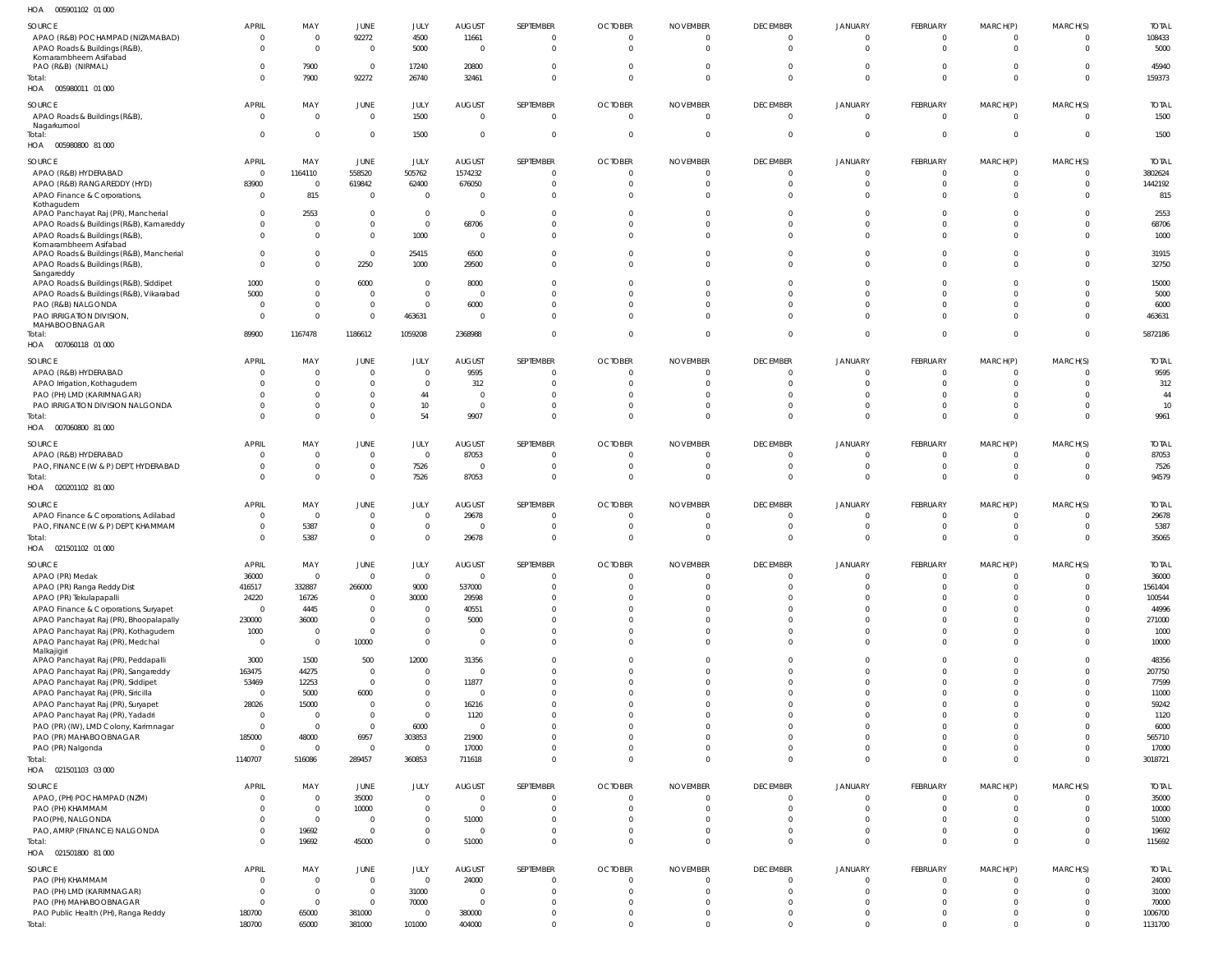HOA 005901102 01 000

| SOURCE | APRIL | MAY | JUNE | JULY | AUGUST | SEPTEMBER | OCTOBER | NOVEMBER | DECEMBER | JANUARY | FEBRUARY | MARCH(P) | MARCH(S) | TOTAL |
|---|---|---|---|---|---|---|---|---|---|---|---|---|---|---|
| APAO (R&B) POCHAMPAD (NIZAMABAD) | 0 | 0 | 92272 | 4500 | 11661 | 0 | 0 | 0 | 0 | 0 | 0 | 0 | 0 | 108433 |
| APAO Roads & Buildings (R&B), Komarambheem Asifabad | 0 | 0 | 0 | 5000 | 0 | 0 | 0 | 0 | 0 | 0 | 0 | 0 | 0 | 5000 |
| PAO (R&B) (NIRMAL) | 0 | 7900 | 0 | 17240 | 20800 | 0 | 0 | 0 | 0 | 0 | 0 | 0 | 0 | 45940 |
| Total: | 0 | 7900 | 92272 | 26740 | 32461 | 0 | 0 | 0 | 0 | 0 | 0 | 0 | 0 | 159373 |

HOA 005980011 01 000

| SOURCE | APRIL | MAY | JUNE | JULY | AUGUST | SEPTEMBER | OCTOBER | NOVEMBER | DECEMBER | JANUARY | FEBRUARY | MARCH(P) | MARCH(S) | TOTAL |
|---|---|---|---|---|---|---|---|---|---|---|---|---|---|---|
| APAO Roads & Buildings (R&B), Nagarkurnool | 0 | 0 | 0 | 1500 | 0 | 0 | 0 | 0 | 0 | 0 | 0 | 0 | 0 | 1500 |
| Total: | 0 | 0 | 0 | 1500 | 0 | 0 | 0 | 0 | 0 | 0 | 0 | 0 | 0 | 1500 |

HOA 005980800 81 000

| SOURCE | APRIL | MAY | JUNE | JULY | AUGUST | SEPTEMBER | OCTOBER | NOVEMBER | DECEMBER | JANUARY | FEBRUARY | MARCH(P) | MARCH(S) | TOTAL |
|---|---|---|---|---|---|---|---|---|---|---|---|---|---|---|
| APAO (R&B) HYDERABAD | 0 | 1164110 | 558520 | 505762 | 1574232 | 0 | 0 | 0 | 0 | 0 | 0 | 0 | 0 | 3802624 |
| APAO (R&B) RANGAREDDY (HYD) | 83900 | 0 | 619842 | 62400 | 676050 | 0 | 0 | 0 | 0 | 0 | 0 | 0 | 0 | 1442192 |
| APAO Finance & Corporations, Kothagudem | 0 | 815 | 0 | 0 | 0 | 0 | 0 | 0 | 0 | 0 | 0 | 0 | 0 | 815 |
| APAO Panchayat Raj (PR), Mancherial | 0 | 2553 | 0 | 0 | 0 | 0 | 0 | 0 | 0 | 0 | 0 | 0 | 0 | 2553 |
| APAO Roads & Buildings (R&B), Kamareddy | 0 | 0 | 0 | 0 | 68706 | 0 | 0 | 0 | 0 | 0 | 0 | 0 | 0 | 68706 |
| APAO Roads & Buildings (R&B), Komarambheem Asifabad | 0 | 0 | 0 | 1000 | 0 | 0 | 0 | 0 | 0 | 0 | 0 | 0 | 0 | 1000 |
| APAO Roads & Buildings (R&B), Mancherial | 0 | 0 | 0 | 25415 | 6500 | 0 | 0 | 0 | 0 | 0 | 0 | 0 | 0 | 31915 |
| APAO Roads & Buildings (R&B), Sangareddy | 0 | 0 | 2250 | 1000 | 29500 | 0 | 0 | 0 | 0 | 0 | 0 | 0 | 0 | 32750 |
| APAO Roads & Buildings (R&B), Siddipet | 1000 | 0 | 6000 | 0 | 8000 | 0 | 0 | 0 | 0 | 0 | 0 | 0 | 0 | 15000 |
| APAO Roads & Buildings (R&B), Vikarabad | 5000 | 0 | 0 | 0 | 0 | 0 | 0 | 0 | 0 | 0 | 0 | 0 | 0 | 5000 |
| PAO (R&B) NALGONDA | 0 | 0 | 0 | 0 | 6000 | 0 | 0 | 0 | 0 | 0 | 0 | 0 | 0 | 6000 |
| PAO IRRIGATION DIVISION, MAHABOOBNAGAR | 0 | 0 | 0 | 463631 | 0 | 0 | 0 | 0 | 0 | 0 | 0 | 0 | 0 | 463631 |
| Total: | 89900 | 1167478 | 1186612 | 1059208 | 2368988 | 0 | 0 | 0 | 0 | 0 | 0 | 0 | 0 | 5872186 |

HOA 007060118 01 000

| SOURCE | APRIL | MAY | JUNE | JULY | AUGUST | SEPTEMBER | OCTOBER | NOVEMBER | DECEMBER | JANUARY | FEBRUARY | MARCH(P) | MARCH(S) | TOTAL |
|---|---|---|---|---|---|---|---|---|---|---|---|---|---|---|
| APAO (R&B) HYDERABAD | 0 | 0 | 0 | 0 | 9595 | 0 | 0 | 0 | 0 | 0 | 0 | 0 | 0 | 9595 |
| APAO Irrigation, Kothagudem | 0 | 0 | 0 | 0 | 312 | 0 | 0 | 0 | 0 | 0 | 0 | 0 | 0 | 312 |
| PAO (PH) LMD (KARIMNAGAR) | 0 | 0 | 0 | 44 | 0 | 0 | 0 | 0 | 0 | 0 | 0 | 0 | 0 | 44 |
| PAO IRRIGATION DIVISION NALGONDA | 0 | 0 | 0 | 10 | 0 | 0 | 0 | 0 | 0 | 0 | 0 | 0 | 0 | 10 |
| Total: | 0 | 0 | 0 | 54 | 9907 | 0 | 0 | 0 | 0 | 0 | 0 | 0 | 0 | 9961 |

HOA 007060800 81 000

| SOURCE | APRIL | MAY | JUNE | JULY | AUGUST | SEPTEMBER | OCTOBER | NOVEMBER | DECEMBER | JANUARY | FEBRUARY | MARCH(P) | MARCH(S) | TOTAL |
|---|---|---|---|---|---|---|---|---|---|---|---|---|---|---|
| APAO (R&B) HYDERABAD | 0 | 0 | 0 | 0 | 87053 | 0 | 0 | 0 | 0 | 0 | 0 | 0 | 0 | 87053 |
| PAO, FINANCE (W & P) DEPT, HYDERABAD | 0 | 0 | 0 | 7526 | 0 | 0 | 0 | 0 | 0 | 0 | 0 | 0 | 0 | 7526 |
| Total: | 0 | 0 | 0 | 7526 | 87053 | 0 | 0 | 0 | 0 | 0 | 0 | 0 | 0 | 94579 |

HOA 020201102 81 000

| SOURCE | APRIL | MAY | JUNE | JULY | AUGUST | SEPTEMBER | OCTOBER | NOVEMBER | DECEMBER | JANUARY | FEBRUARY | MARCH(P) | MARCH(S) | TOTAL |
|---|---|---|---|---|---|---|---|---|---|---|---|---|---|---|
| APAO Finance & Corporations, Adilabad | 0 | 0 | 0 | 0 | 29678 | 0 | 0 | 0 | 0 | 0 | 0 | 0 | 0 | 29678 |
| PAO, FINANCE (W & P) DEPT, KHAMMAM | 0 | 5387 | 0 | 0 | 0 | 0 | 0 | 0 | 0 | 0 | 0 | 0 | 0 | 5387 |
| Total: | 0 | 5387 | 0 | 0 | 29678 | 0 | 0 | 0 | 0 | 0 | 0 | 0 | 0 | 35065 |

HOA 021501102 01 000

| SOURCE | APRIL | MAY | JUNE | JULY | AUGUST | SEPTEMBER | OCTOBER | NOVEMBER | DECEMBER | JANUARY | FEBRUARY | MARCH(P) | MARCH(S) | TOTAL |
|---|---|---|---|---|---|---|---|---|---|---|---|---|---|---|
| APAO (PR) Medak | 36000 | 0 | 0 | 0 | 0 | 0 | 0 | 0 | 0 | 0 | 0 | 0 | 0 | 36000 |
| APAO (PR) Ranga Reddy Dist | 416517 | 332887 | 266000 | 9000 | 537000 | 0 | 0 | 0 | 0 | 0 | 0 | 0 | 0 | 1561404 |
| APAO (PR) Tekulapapalli | 24220 | 16726 | 0 | 30000 | 29598 | 0 | 0 | 0 | 0 | 0 | 0 | 0 | 0 | 100544 |
| APAO Finance & Corporations, Suryapet | 0 | 4445 | 0 | 0 | 40551 | 0 | 0 | 0 | 0 | 0 | 0 | 0 | 0 | 44996 |
| APAO Panchayat Raj (PR), Bhoopalapally | 230000 | 36000 | 0 | 0 | 5000 | 0 | 0 | 0 | 0 | 0 | 0 | 0 | 0 | 271000 |
| APAO Panchayat Raj (PR), Kothagudem | 1000 | 0 | 0 | 0 | 0 | 0 | 0 | 0 | 0 | 0 | 0 | 0 | 0 | 1000 |
| APAO Panchayat Raj (PR), Medchal Malkajigiri | 0 | 0 | 10000 | 0 | 0 | 0 | 0 | 0 | 0 | 0 | 0 | 0 | 0 | 10000 |
| APAO Panchayat Raj (PR), Peddapalli | 3000 | 1500 | 500 | 12000 | 31356 | 0 | 0 | 0 | 0 | 0 | 0 | 0 | 0 | 48356 |
| APAO Panchayat Raj (PR), Sangareddy | 163475 | 44275 | 0 | 0 | 0 | 0 | 0 | 0 | 0 | 0 | 0 | 0 | 0 | 207750 |
| APAO Panchayat Raj (PR), Siddipet | 53469 | 12253 | 0 | 0 | 11877 | 0 | 0 | 0 | 0 | 0 | 0 | 0 | 0 | 77599 |
| APAO Panchayat Raj (PR), Siricilla | 0 | 5000 | 6000 | 0 | 0 | 0 | 0 | 0 | 0 | 0 | 0 | 0 | 0 | 11000 |
| APAO Panchayat Raj (PR), Suryapet | 28026 | 15000 | 0 | 0 | 16216 | 0 | 0 | 0 | 0 | 0 | 0 | 0 | 0 | 59242 |
| APAO Panchayat Raj (PR), Yadadri | 0 | 0 | 0 | 0 | 1120 | 0 | 0 | 0 | 0 | 0 | 0 | 0 | 0 | 1120 |
| PAO (PR) (IW), LMD Colony, Karimnagar | 0 | 0 | 0 | 6000 | 0 | 0 | 0 | 0 | 0 | 0 | 0 | 0 | 0 | 6000 |
| PAO (PR) MAHABOOBNAGAR | 185000 | 48000 | 6957 | 303853 | 21900 | 0 | 0 | 0 | 0 | 0 | 0 | 0 | 0 | 565710 |
| PAO (PR) Nalgonda | 0 | 0 | 0 | 0 | 17000 | 0 | 0 | 0 | 0 | 0 | 0 | 0 | 0 | 17000 |
| Total: | 1140707 | 516086 | 289457 | 360853 | 711618 | 0 | 0 | 0 | 0 | 0 | 0 | 0 | 0 | 3018721 |

HOA 021501103 03 000

| SOURCE | APRIL | MAY | JUNE | JULY | AUGUST | SEPTEMBER | OCTOBER | NOVEMBER | DECEMBER | JANUARY | FEBRUARY | MARCH(P) | MARCH(S) | TOTAL |
|---|---|---|---|---|---|---|---|---|---|---|---|---|---|---|
| APAO, (PH) POCHAMPAD (NZM) | 0 | 0 | 35000 | 0 | 0 | 0 | 0 | 0 | 0 | 0 | 0 | 0 | 0 | 35000 |
| PAO (PH) KHAMMAM | 0 | 0 | 10000 | 0 | 0 | 0 | 0 | 0 | 0 | 0 | 0 | 0 | 0 | 10000 |
| PAO(PH), NALGONDA | 0 | 0 | 0 | 0 | 51000 | 0 | 0 | 0 | 0 | 0 | 0 | 0 | 0 | 51000 |
| PAO, AMRP (FINANCE) NALGONDA | 0 | 19692 | 0 | 0 | 0 | 0 | 0 | 0 | 0 | 0 | 0 | 0 | 0 | 19692 |
| Total: | 0 | 19692 | 45000 | 0 | 51000 | 0 | 0 | 0 | 0 | 0 | 0 | 0 | 0 | 115692 |

HOA 021501800 81 000

| SOURCE | APRIL | MAY | JUNE | JULY | AUGUST | SEPTEMBER | OCTOBER | NOVEMBER | DECEMBER | JANUARY | FEBRUARY | MARCH(P) | MARCH(S) | TOTAL |
|---|---|---|---|---|---|---|---|---|---|---|---|---|---|---|
| PAO (PH) KHAMMAM | 0 | 0 | 0 | 0 | 24000 | 0 | 0 | 0 | 0 | 0 | 0 | 0 | 0 | 24000 |
| PAO (PH) LMD (KARIMNAGAR) | 0 | 0 | 0 | 31000 | 0 | 0 | 0 | 0 | 0 | 0 | 0 | 0 | 0 | 31000 |
| PAO (PH) MAHABOOBNAGAR | 0 | 0 | 0 | 70000 | 0 | 0 | 0 | 0 | 0 | 0 | 0 | 0 | 0 | 70000 |
| PAO Public Health (PH), Ranga Reddy | 180700 | 65000 | 381000 | 0 | 380000 | 0 | 0 | 0 | 0 | 0 | 0 | 0 | 0 | 1006700 |
| Total: | 180700 | 65000 | 381000 | 101000 | 404000 | 0 | 0 | 0 | 0 | 0 | 0 | 0 | 0 | 1131700 |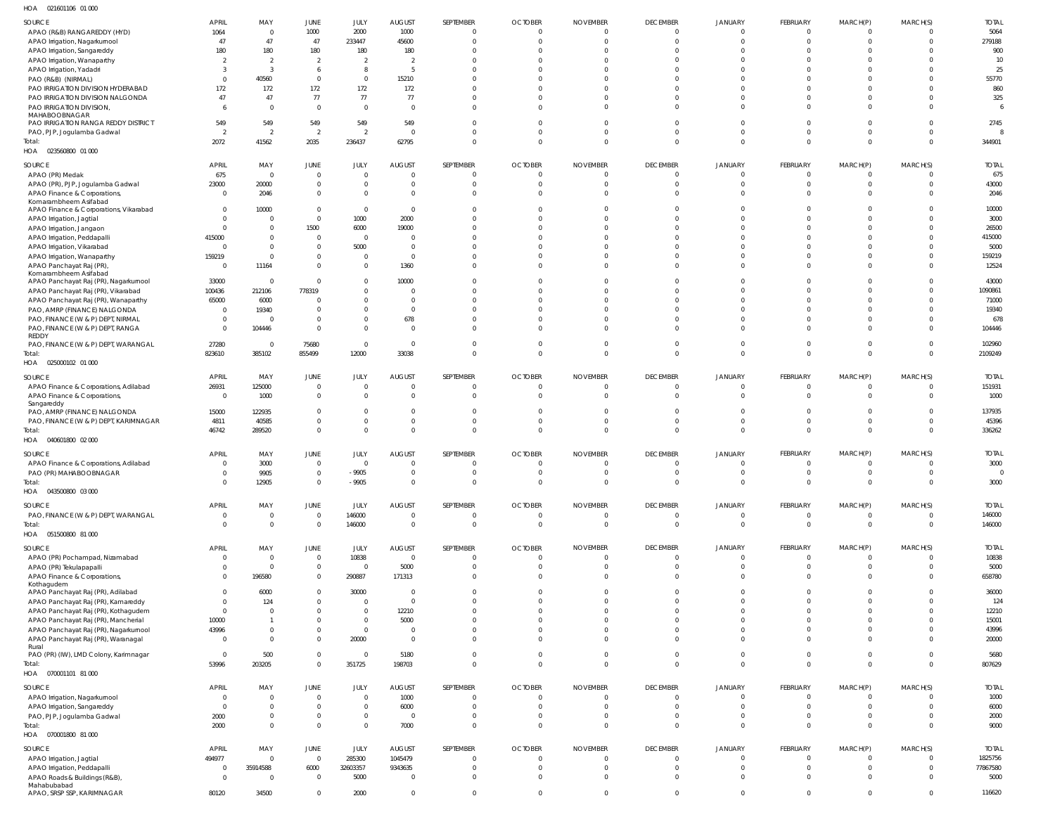HOA 021601106 01 000

| SOURCE | APRIL | MAY | JUNE | JULY | AUGUST | SEPTEMBER | OCTOBER | NOVEMBER | DECEMBER | JANUARY | FEBRUARY | MARCH(P) | MARCH(S) | TOTAL |
|---|---|---|---|---|---|---|---|---|---|---|---|---|---|---|
| APAO (R&B) RANGAREDDY (HYD) | 1064 | 0 | 1000 | 2000 | 1000 | 0 | 0 | 0 | 0 | 0 | 0 | 0 | 0 | 5064 |
| APAO Irrigation, Nagarkurnool | 47 | 47 | 47 | 233447 | 45600 | 0 | 0 | 0 | 0 | 0 | 0 | 0 | 0 | 279188 |
| APAO Irrigation, Sangareddy | 180 | 180 | 180 | 180 | 180 | 0 | 0 | 0 | 0 | 0 | 0 | 0 | 0 | 900 |
| APAO Irrigation, Wanaparthy | 2 | 2 | 2 | 2 | 2 | 0 | 0 | 0 | 0 | 0 | 0 | 0 | 0 | 10 |
| APAO Irrigation, Yadadri | 3 | 3 | 6 | 8 | 5 | 0 | 0 | 0 | 0 | 0 | 0 | 0 | 0 | 25 |
| PAO (R&B) (NIRMAL) | 0 | 40560 | 0 | 0 | 15210 | 0 | 0 | 0 | 0 | 0 | 0 | 0 | 0 | 55770 |
| PAO IRRIGATION DIVISION HYDERABAD | 172 | 172 | 172 | 172 | 172 | 0 | 0 | 0 | 0 | 0 | 0 | 0 | 0 | 860 |
| PAO IRRIGATION DIVISION NALGONDA | 47 | 47 | 77 | 77 | 77 | 0 | 0 | 0 | 0 | 0 | 0 | 0 | 0 | 325 |
| PAO IRRIGATION DIVISION, MAHABOOBNAGAR | 6 | 0 | 0 | 0 | 0 | 0 | 0 | 0 | 0 | 0 | 0 | 0 | 0 | 6 |
| PAO IRRIGATION RANGA REDDY DISTRICT | 549 | 549 | 549 | 549 | 549 | 0 | 0 | 0 | 0 | 0 | 0 | 0 | 0 | 2745 |
| PAO, PJP, Jogulamba Gadwal | 2 | 2 | 2 | 2 | 0 | 0 | 0 | 0 | 0 | 0 | 0 | 0 | 0 | 8 |
| Total: | 2072 | 41562 | 2035 | 236437 | 62795 | 0 | 0 | 0 | 0 | 0 | 0 | 0 | 0 | 344901 |

HOA 023560800 01 000

| SOURCE | APRIL | MAY | JUNE | JULY | AUGUST | SEPTEMBER | OCTOBER | NOVEMBER | DECEMBER | JANUARY | FEBRUARY | MARCH(P) | MARCH(S) | TOTAL |
|---|---|---|---|---|---|---|---|---|---|---|---|---|---|---|
| APAO (PR) Medak | 675 | 0 | 0 | 0 | 0 | 0 | 0 | 0 | 0 | 0 | 0 | 0 | 0 | 675 |
| APAO (PR), PJP, Jogulamba Gadwal | 23000 | 20000 | 0 | 0 | 0 | 0 | 0 | 0 | 0 | 0 | 0 | 0 | 0 | 43000 |
| APAO Finance & Corporations, Komarambheem Asifabad | 0 | 2046 | 0 | 0 | 0 | 0 | 0 | 0 | 0 | 0 | 0 | 0 | 0 | 2046 |
| APAO Finance & Corporations, Vikarabad | 0 | 10000 | 0 | 0 | 0 | 0 | 0 | 0 | 0 | 0 | 0 | 0 | 0 | 10000 |
| APAO Irrigation, Jagtial | 0 | 0 | 0 | 1000 | 2000 | 0 | 0 | 0 | 0 | 0 | 0 | 0 | 0 | 3000 |
| APAO Irrigation, Jangaon | 0 | 0 | 1500 | 6000 | 19000 | 0 | 0 | 0 | 0 | 0 | 0 | 0 | 0 | 26500 |
| APAO Irrigation, Peddapalli | 415000 | 0 | 0 | 0 | 0 | 0 | 0 | 0 | 0 | 0 | 0 | 0 | 0 | 415000 |
| APAO Irrigation, Vikarabad | 0 | 0 | 0 | 5000 | 0 | 0 | 0 | 0 | 0 | 0 | 0 | 0 | 0 | 5000 |
| APAO Irrigation, Wanaparthy | 159219 | 0 | 0 | 0 | 0 | 0 | 0 | 0 | 0 | 0 | 0 | 0 | 0 | 159219 |
| APAO Panchayat Raj (PR), Komarambheem Asifabad | 0 | 11164 | 0 | 0 | 1360 | 0 | 0 | 0 | 0 | 0 | 0 | 0 | 0 | 12524 |
| APAO Panchayat Raj (PR), Nagarkurnool | 33000 | 0 | 0 | 0 | 10000 | 0 | 0 | 0 | 0 | 0 | 0 | 0 | 0 | 43000 |
| APAO Panchayat Raj (PR), Vikarabad | 100436 | 212106 | 778319 | 0 | 0 | 0 | 0 | 0 | 0 | 0 | 0 | 0 | 0 | 1090861 |
| APAO Panchayat Raj (PR), Wanaparthy | 65000 | 6000 | 0 | 0 | 0 | 0 | 0 | 0 | 0 | 0 | 0 | 0 | 0 | 71000 |
| PAO, AMRP (FINANCE) NALGONDA | 0 | 19340 | 0 | 0 | 0 | 0 | 0 | 0 | 0 | 0 | 0 | 0 | 0 | 19340 |
| PAO, FINANCE (W & P) DEPT, NIRMAL | 0 | 0 | 0 | 0 | 678 | 0 | 0 | 0 | 0 | 0 | 0 | 0 | 0 | 678 |
| PAO, FINANCE (W & P) DEPT, RANGA REDDY | 0 | 104446 | 0 | 0 | 0 | 0 | 0 | 0 | 0 | 0 | 0 | 0 | 0 | 104446 |
| PAO, FINANCE (W & P) DEPT, WARANGAL | 27280 | 0 | 75680 | 0 | 0 | 0 | 0 | 0 | 0 | 0 | 0 | 0 | 0 | 102960 |
| Total: | 823610 | 385102 | 855499 | 12000 | 33038 | 0 | 0 | 0 | 0 | 0 | 0 | 0 | 0 | 2109249 |

HOA 025000102 01 000

| SOURCE | APRIL | MAY | JUNE | JULY | AUGUST | SEPTEMBER | OCTOBER | NOVEMBER | DECEMBER | JANUARY | FEBRUARY | MARCH(P) | MARCH(S) | TOTAL |
|---|---|---|---|---|---|---|---|---|---|---|---|---|---|---|
| APAO Finance & Corporations, Adilabad | 26931 | 125000 | 0 | 0 | 0 | 0 | 0 | 0 | 0 | 0 | 0 | 0 | 0 | 151931 |
| APAO Finance & Corporations, Sangareddy | 0 | 1000 | 0 | 0 | 0 | 0 | 0 | 0 | 0 | 0 | 0 | 0 | 0 | 1000 |
| PAO, AMRP (FINANCE) NALGONDA | 15000 | 122935 | 0 | 0 | 0 | 0 | 0 | 0 | 0 | 0 | 0 | 0 | 0 | 137935 |
| PAO, FINANCE (W & P) DEPT, KARIMNAGAR | 4811 | 40585 | 0 | 0 | 0 | 0 | 0 | 0 | 0 | 0 | 0 | 0 | 0 | 45396 |
| Total: | 46742 | 289520 | 0 | 0 | 0 | 0 | 0 | 0 | 0 | 0 | 0 | 0 | 0 | 336262 |

HOA 040601800 02 000

| SOURCE | APRIL | MAY | JUNE | JULY | AUGUST | SEPTEMBER | OCTOBER | NOVEMBER | DECEMBER | JANUARY | FEBRUARY | MARCH(P) | MARCH(S) | TOTAL |
|---|---|---|---|---|---|---|---|---|---|---|---|---|---|---|
| APAO Finance & Corporations, Adilabad | 0 | 3000 | 0 | 0 | 0 | 0 | 0 | 0 | 0 | 0 | 0 | 0 | 0 | 3000 |
| PAO (PR) MAHABOOBNAGAR | 0 | 9905 | 0 | -9905 | 0 | 0 | 0 | 0 | 0 | 0 | 0 | 0 | 0 | 0 |
| Total: | 0 | 12905 | 0 | -9905 | 0 | 0 | 0 | 0 | 0 | 0 | 0 | 0 | 0 | 3000 |

HOA 043500800 03 000

| SOURCE | APRIL | MAY | JUNE | JULY | AUGUST | SEPTEMBER | OCTOBER | NOVEMBER | DECEMBER | JANUARY | FEBRUARY | MARCH(P) | MARCH(S) | TOTAL |
|---|---|---|---|---|---|---|---|---|---|---|---|---|---|---|
| PAO, FINANCE (W & P) DEPT, WARANGAL | 0 | 0 | 0 | 146000 | 0 | 0 | 0 | 0 | 0 | 0 | 0 | 0 | 0 | 146000 |
| Total: | 0 | 0 | 0 | 146000 | 0 | 0 | 0 | 0 | 0 | 0 | 0 | 0 | 0 | 146000 |

HOA 051500800 81 000

| SOURCE | APRIL | MAY | JUNE | JULY | AUGUST | SEPTEMBER | OCTOBER | NOVEMBER | DECEMBER | JANUARY | FEBRUARY | MARCH(P) | MARCH(S) | TOTAL |
|---|---|---|---|---|---|---|---|---|---|---|---|---|---|---|
| APAO (PR) Pochampad, Nizamabad | 0 | 0 | 0 | 10838 | 0 | 0 | 0 | 0 | 0 | 0 | 0 | 0 | 0 | 10838 |
| APAO (PR) Tekulapapalli | 0 | 0 | 0 | 0 | 5000 | 0 | 0 | 0 | 0 | 0 | 0 | 0 | 0 | 5000 |
| APAO Finance & Corporations, Kothagudem | 0 | 196580 | 0 | 290887 | 171313 | 0 | 0 | 0 | 0 | 0 | 0 | 0 | 0 | 658780 |
| APAO Panchayat Raj (PR), Adilabad | 0 | 6000 | 0 | 30000 | 0 | 0 | 0 | 0 | 0 | 0 | 0 | 0 | 0 | 36000 |
| APAO Panchayat Raj (PR), Kamareddy | 0 | 124 | 0 | 0 | 0 | 0 | 0 | 0 | 0 | 0 | 0 | 0 | 0 | 124 |
| APAO Panchayat Raj (PR), Kothagudem | 0 | 0 | 0 | 0 | 12210 | 0 | 0 | 0 | 0 | 0 | 0 | 0 | 0 | 12210 |
| APAO Panchayat Raj (PR), Mancherial | 10000 | 1 | 0 | 0 | 5000 | 0 | 0 | 0 | 0 | 0 | 0 | 0 | 0 | 15001 |
| APAO Panchayat Raj (PR), Nagarkurnool | 43996 | 0 | 0 | 0 | 0 | 0 | 0 | 0 | 0 | 0 | 0 | 0 | 0 | 43996 |
| APAO Panchayat Raj (PR), Waranagal Rural | 0 | 0 | 0 | 20000 | 0 | 0 | 0 | 0 | 0 | 0 | 0 | 0 | 0 | 20000 |
| PAO (PR) (IW), LMD Colony, Karimnagar | 0 | 500 | 0 | 0 | 5180 | 0 | 0 | 0 | 0 | 0 | 0 | 0 | 0 | 5680 |
| Total: | 53996 | 203205 | 0 | 351725 | 198703 | 0 | 0 | 0 | 0 | 0 | 0 | 0 | 0 | 807629 |

HOA 070001101 81 000

| SOURCE | APRIL | MAY | JUNE | JULY | AUGUST | SEPTEMBER | OCTOBER | NOVEMBER | DECEMBER | JANUARY | FEBRUARY | MARCH(P) | MARCH(S) | TOTAL |
|---|---|---|---|---|---|---|---|---|---|---|---|---|---|---|
| APAO Irrigation, Nagarkurnool | 0 | 0 | 0 | 0 | 1000 | 0 | 0 | 0 | 0 | 0 | 0 | 0 | 0 | 1000 |
| APAO Irrigation, Sangareddy | 0 | 0 | 0 | 0 | 6000 | 0 | 0 | 0 | 0 | 0 | 0 | 0 | 0 | 6000 |
| PAO, PJP, Jogulamba Gadwal | 2000 | 0 | 0 | 0 | 0 | 0 | 0 | 0 | 0 | 0 | 0 | 0 | 0 | 2000 |
| Total: | 2000 | 0 | 0 | 0 | 7000 | 0 | 0 | 0 | 0 | 0 | 0 | 0 | 0 | 9000 |

HOA 070001800 81 000

| SOURCE | APRIL | MAY | JUNE | JULY | AUGUST | SEPTEMBER | OCTOBER | NOVEMBER | DECEMBER | JANUARY | FEBRUARY | MARCH(P) | MARCH(S) | TOTAL |
|---|---|---|---|---|---|---|---|---|---|---|---|---|---|---|
| APAO Irrigation, Jagtial | 494977 | 0 | 0 | 285300 | 1045479 | 0 | 0 | 0 | 0 | 0 | 0 | 0 | 0 | 1825756 |
| APAO Irrigation, Peddapalli | 0 | 35914588 | 6000 | 32603357 | 9343635 | 0 | 0 | 0 | 0 | 0 | 0 | 0 | 0 | 77867580 |
| APAO Roads & Buildings (R&B), Mahabubabad | 0 | 0 | 0 | 5000 | 0 | 0 | 0 | 0 | 0 | 0 | 0 | 0 | 0 | 5000 |
| APAO, SRSP SSP, KARIMNAGAR | 80120 | 34500 | 0 | 2000 | 0 | 0 | 0 | 0 | 0 | 0 | 0 | 0 | 0 | 116620 |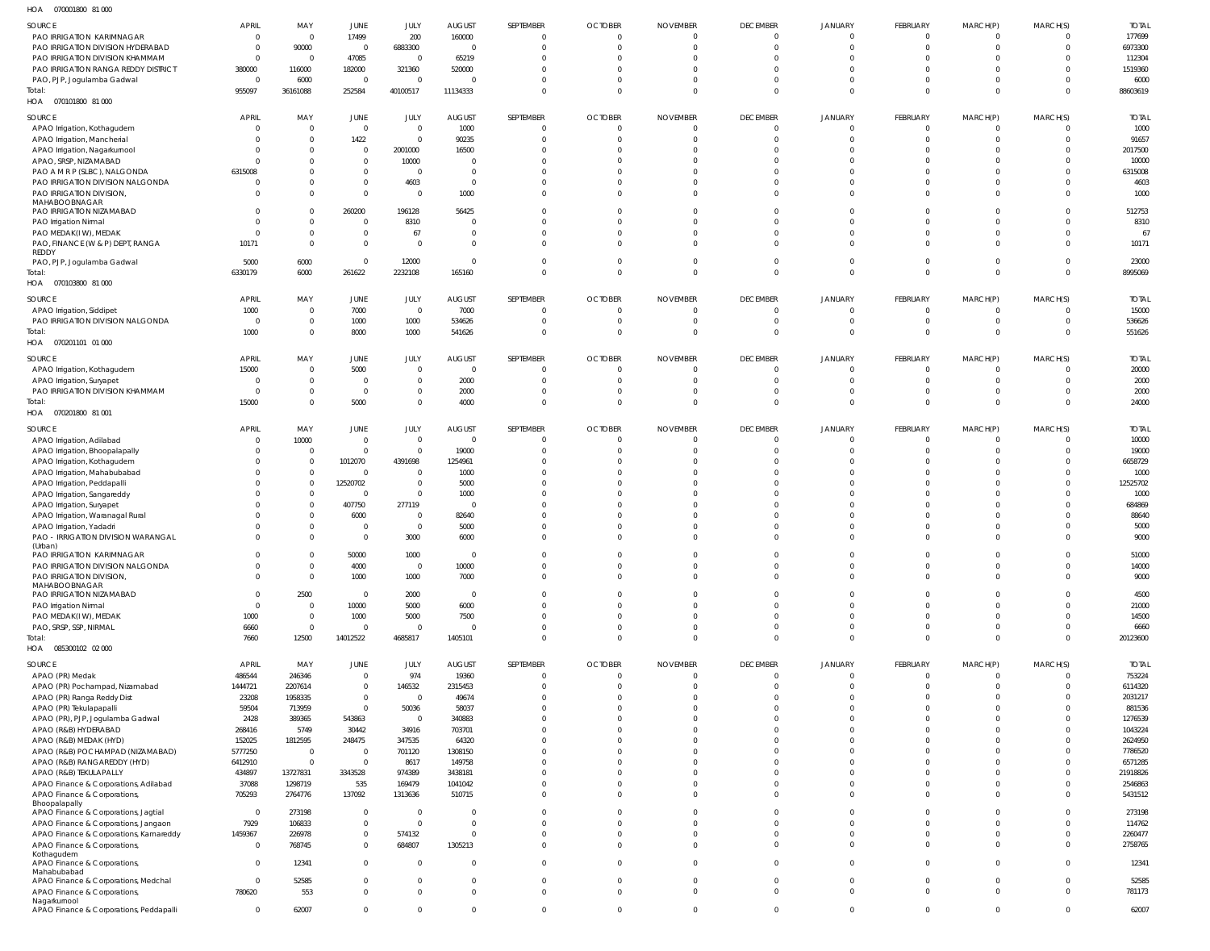HOA 070001800 81 000

| SOURCE | APRIL | MAY | JUNE | JULY | AUGUST | SEPTEMBER | OCTOBER | NOVEMBER | DECEMBER | JANUARY | FEBRUARY | MARCH(P) | MARCH(S) | TOTAL |
|---|---|---|---|---|---|---|---|---|---|---|---|---|---|---|
| PAO IRRIGATION KARIMNAGAR | 0 | 0 | 17499 | 200 | 160000 | 0 | 0 | 0 | 0 | 0 | 0 | 0 | 0 | 177699 |
| PAO IRRIGATION DIVISION HYDERABAD | 0 | 90000 | 0 | 6883300 | 0 | 0 | 0 | 0 | 0 | 0 | 0 | 0 | 0 | 6973300 |
| PAO IRRIGATION DIVISION KHAMMAM | 0 | 0 | 47085 | 0 | 65219 | 0 | 0 | 0 | 0 | 0 | 0 | 0 | 0 | 112304 |
| PAO IRRIGATION RANGA REDDY DISTRICT | 380000 | 116000 | 182000 | 321360 | 520000 | 0 | 0 | 0 | 0 | 0 | 0 | 0 | 0 | 1519360 |
| PAO, PJP, Jogulamba Gadwal | 0 | 6000 | 0 | 0 | 0 | 0 | 0 | 0 | 0 | 0 | 0 | 0 | 0 | 6000 |
| Total: | 955097 | 36161088 | 252584 | 40100517 | 11134333 | 0 | 0 | 0 | 0 | 0 | 0 | 0 | 0 | 88603619 |

HOA 070101800 81 000

| SOURCE | APRIL | MAY | JUNE | JULY | AUGUST | SEPTEMBER | OCTOBER | NOVEMBER | DECEMBER | JANUARY | FEBRUARY | MARCH(P) | MARCH(S) | TOTAL |
|---|---|---|---|---|---|---|---|---|---|---|---|---|---|---|
| APAO Irrigation, Kothagudem | 0 | 0 | 0 | 0 | 1000 | 0 | 0 | 0 | 0 | 0 | 0 | 0 | 0 | 1000 |
| APAO Irrigation, Mancherial | 0 | 0 | 1422 | 0 | 90235 | 0 | 0 | 0 | 0 | 0 | 0 | 0 | 0 | 91657 |
| APAO Irrigation, Nagarkurnool | 0 | 0 | 0 | 2001000 | 16500 | 0 | 0 | 0 | 0 | 0 | 0 | 0 | 0 | 2017500 |
| APAO, SRSP, NIZAMABAD | 0 | 0 | 0 | 10000 | 0 | 0 | 0 | 0 | 0 | 0 | 0 | 0 | 0 | 10000 |
| PAO A M R P (SLBC), NALGONDA | 6315008 | 0 | 0 | 0 | 0 | 0 | 0 | 0 | 0 | 0 | 0 | 0 | 0 | 6315008 |
| PAO IRRIGATION DIVISION NALGONDA | 0 | 0 | 0 | 4603 | 0 | 0 | 0 | 0 | 0 | 0 | 0 | 0 | 0 | 4603 |
| PAO IRRIGATION DIVISION, MAHABOOBNAGAR | 0 | 0 | 0 | 0 | 1000 | 0 | 0 | 0 | 0 | 0 | 0 | 0 | 0 | 1000 |
| PAO IRRIGATION NIZAMABAD | 0 | 0 | 260200 | 196128 | 56425 | 0 | 0 | 0 | 0 | 0 | 0 | 0 | 0 | 512753 |
| PAO Irrigation Nirmal | 0 | 0 | 0 | 8310 | 0 | 0 | 0 | 0 | 0 | 0 | 0 | 0 | 0 | 8310 |
| PAO MEDAK(IW), MEDAK | 0 | 0 | 0 | 67 | 0 | 0 | 0 | 0 | 0 | 0 | 0 | 0 | 0 | 67 |
| PAO, FINANCE (W & P) DEPT, RANGA REDDY | 10171 | 0 | 0 | 0 | 0 | 0 | 0 | 0 | 0 | 0 | 0 | 0 | 0 | 10171 |
| PAO, PJP, Jogulamba Gadwal | 5000 | 6000 | 0 | 12000 | 0 | 0 | 0 | 0 | 0 | 0 | 0 | 0 | 0 | 23000 |
| Total: | 6330179 | 6000 | 261622 | 2232108 | 165160 | 0 | 0 | 0 | 0 | 0 | 0 | 0 | 0 | 8995069 |

HOA 070103800 81 000

| SOURCE | APRIL | MAY | JUNE | JULY | AUGUST | SEPTEMBER | OCTOBER | NOVEMBER | DECEMBER | JANUARY | FEBRUARY | MARCH(P) | MARCH(S) | TOTAL |
|---|---|---|---|---|---|---|---|---|---|---|---|---|---|---|
| APAO Irrigation, Siddipet | 1000 | 0 | 7000 | 0 | 7000 | 0 | 0 | 0 | 0 | 0 | 0 | 0 | 0 | 15000 |
| PAO IRRIGATION DIVISION NALGONDA | 0 | 0 | 1000 | 1000 | 534626 | 0 | 0 | 0 | 0 | 0 | 0 | 0 | 0 | 536626 |
| Total: | 1000 | 0 | 8000 | 1000 | 541626 | 0 | 0 | 0 | 0 | 0 | 0 | 0 | 0 | 551626 |

HOA 070201101 01 000

| SOURCE | APRIL | MAY | JUNE | JULY | AUGUST | SEPTEMBER | OCTOBER | NOVEMBER | DECEMBER | JANUARY | FEBRUARY | MARCH(P) | MARCH(S) | TOTAL |
|---|---|---|---|---|---|---|---|---|---|---|---|---|---|---|
| APAO Irrigation, Kothagudem | 15000 | 0 | 5000 | 0 | 0 | 0 | 0 | 0 | 0 | 0 | 0 | 0 | 0 | 20000 |
| APAO Irrigation, Suryapet | 0 | 0 | 0 | 0 | 2000 | 0 | 0 | 0 | 0 | 0 | 0 | 0 | 0 | 2000 |
| PAO IRRIGATION DIVISION KHAMMAM | 0 | 0 | 0 | 0 | 2000 | 0 | 0 | 0 | 0 | 0 | 0 | 0 | 0 | 2000 |
| Total: | 15000 | 0 | 5000 | 0 | 4000 | 0 | 0 | 0 | 0 | 0 | 0 | 0 | 0 | 24000 |

HOA 070201800 81 001

| SOURCE | APRIL | MAY | JUNE | JULY | AUGUST | SEPTEMBER | OCTOBER | NOVEMBER | DECEMBER | JANUARY | FEBRUARY | MARCH(P) | MARCH(S) | TOTAL |
|---|---|---|---|---|---|---|---|---|---|---|---|---|---|---|
| APAO Irrigation, Adilabad | 0 | 10000 | 0 | 0 | 0 | 0 | 0 | 0 | 0 | 0 | 0 | 0 | 0 | 10000 |
| APAO Irrigation, Bhoopalapally | 0 | 0 | 0 | 0 | 19000 | 0 | 0 | 0 | 0 | 0 | 0 | 0 | 0 | 19000 |
| APAO Irrigation, Kothagudem | 0 | 0 | 1012070 | 4391698 | 1254961 | 0 | 0 | 0 | 0 | 0 | 0 | 0 | 0 | 6658729 |
| APAO Irrigation, Mahabubabad | 0 | 0 | 0 | 0 | 1000 | 0 | 0 | 0 | 0 | 0 | 0 | 0 | 0 | 1000 |
| APAO Irrigation, Peddapalli | 0 | 0 | 12520702 | 0 | 5000 | 0 | 0 | 0 | 0 | 0 | 0 | 0 | 0 | 12525702 |
| APAO Irrigation, Sangareddy | 0 | 0 | 0 | 0 | 1000 | 0 | 0 | 0 | 0 | 0 | 0 | 0 | 0 | 1000 |
| APAO Irrigation, Suryapet | 0 | 0 | 407750 | 277119 | 0 | 0 | 0 | 0 | 0 | 0 | 0 | 0 | 0 | 684869 |
| APAO Irrigation, Waranagal Rural | 0 | 0 | 6000 | 0 | 82640 | 0 | 0 | 0 | 0 | 0 | 0 | 0 | 0 | 88640 |
| APAO Irrigation, Yadadri | 0 | 0 | 0 | 0 | 5000 | 0 | 0 | 0 | 0 | 0 | 0 | 0 | 0 | 5000 |
| PAO - IRRIGATION DIVISION WARANGAL (Urban) | 0 | 0 | 0 | 3000 | 6000 | 0 | 0 | 0 | 0 | 0 | 0 | 0 | 0 | 9000 |
| PAO IRRIGATION KARIMNAGAR | 0 | 0 | 50000 | 1000 | 0 | 0 | 0 | 0 | 0 | 0 | 0 | 0 | 0 | 51000 |
| PAO IRRIGATION DIVISION NALGONDA | 0 | 0 | 4000 | 0 | 10000 | 0 | 0 | 0 | 0 | 0 | 0 | 0 | 0 | 14000 |
| PAO IRRIGATION DIVISION, MAHABOOBNAGAR | 0 | 0 | 1000 | 1000 | 7000 | 0 | 0 | 0 | 0 | 0 | 0 | 0 | 0 | 9000 |
| PAO IRRIGATION NIZAMABAD | 0 | 2500 | 0 | 2000 | 0 | 0 | 0 | 0 | 0 | 0 | 0 | 0 | 0 | 4500 |
| PAO Irrigation Nirmal | 0 | 0 | 10000 | 5000 | 6000 | 0 | 0 | 0 | 0 | 0 | 0 | 0 | 0 | 21000 |
| PAO MEDAK(IW), MEDAK | 1000 | 0 | 1000 | 5000 | 7500 | 0 | 0 | 0 | 0 | 0 | 0 | 0 | 0 | 14500 |
| PAO, SRSP, SSP, NIRMAL | 6660 | 0 | 0 | 0 | 0 | 0 | 0 | 0 | 0 | 0 | 0 | 0 | 0 | 6660 |
| Total: | 7660 | 12500 | 14012522 | 4685817 | 1405101 | 0 | 0 | 0 | 0 | 0 | 0 | 0 | 0 | 20123600 |

HOA 085300102 02 000

| SOURCE | APRIL | MAY | JUNE | JULY | AUGUST | SEPTEMBER | OCTOBER | NOVEMBER | DECEMBER | JANUARY | FEBRUARY | MARCH(P) | MARCH(S) | TOTAL |
|---|---|---|---|---|---|---|---|---|---|---|---|---|---|---|
| APAO (PR) Medak | 486544 | 246346 | 0 | 974 | 19360 | 0 | 0 | 0 | 0 | 0 | 0 | 0 | 0 | 753224 |
| APAO (PR) Pochampad, Nizamabad | 1444721 | 2207614 | 0 | 146532 | 2315453 | 0 | 0 | 0 | 0 | 0 | 0 | 0 | 0 | 6114320 |
| APAO (PR) Ranga Reddy Dist | 23208 | 1958335 | 0 | 0 | 49674 | 0 | 0 | 0 | 0 | 0 | 0 | 0 | 0 | 2031217 |
| APAO (PR) Tekulapapalli | 59504 | 713959 | 0 | 50036 | 58037 | 0 | 0 | 0 | 0 | 0 | 0 | 0 | 0 | 881536 |
| APAO (PR), PJP, Jogulamba Gadwal | 2428 | 389365 | 543863 | 0 | 340883 | 0 | 0 | 0 | 0 | 0 | 0 | 0 | 0 | 1276539 |
| APAO (R&B) HYDERABAD | 268416 | 5749 | 30442 | 34916 | 703701 | 0 | 0 | 0 | 0 | 0 | 0 | 0 | 0 | 1043224 |
| APAO (R&B) MEDAK (HYD) | 152025 | 1812595 | 248475 | 347535 | 64320 | 0 | 0 | 0 | 0 | 0 | 0 | 0 | 0 | 2624950 |
| APAO (R&B) POCHAMPAD (NIZAMABAD) | 5777250 | 0 | 0 | 701120 | 1308150 | 0 | 0 | 0 | 0 | 0 | 0 | 0 | 0 | 7786520 |
| APAO (R&B) RANGAREDDY (HYD) | 6412910 | 0 | 0 | 8617 | 149758 | 0 | 0 | 0 | 0 | 0 | 0 | 0 | 0 | 6571285 |
| APAO (R&B) TEKULAPALLY | 434897 | 13727831 | 3343528 | 974389 | 3438181 | 0 | 0 | 0 | 0 | 0 | 0 | 0 | 0 | 21918826 |
| APAO Finance & Corporations, Adilabad | 37088 | 1298719 | 535 | 169479 | 1041042 | 0 | 0 | 0 | 0 | 0 | 0 | 0 | 0 | 2546863 |
| APAO Finance & Corporations, Bhoopalapally | 705293 | 2764776 | 137092 | 1313636 | 510715 | 0 | 0 | 0 | 0 | 0 | 0 | 0 | 0 | 5431512 |
| APAO Finance & Corporations, Jagtial | 0 | 273198 | 0 | 0 | 0 | 0 | 0 | 0 | 0 | 0 | 0 | 0 | 0 | 273198 |
| APAO Finance & Corporations, Jangaon | 7929 | 106833 | 0 | 0 | 0 | 0 | 0 | 0 | 0 | 0 | 0 | 0 | 0 | 114762 |
| APAO Finance & Corporations, Kamareddy | 1459367 | 226978 | 0 | 574132 | 0 | 0 | 0 | 0 | 0 | 0 | 0 | 0 | 0 | 2260477 |
| APAO Finance & Corporations, Kothagudem | 0 | 768745 | 0 | 684807 | 1305213 | 0 | 0 | 0 | 0 | 0 | 0 | 0 | 0 | 2758765 |
| APAO Finance & Corporations, Mahabubabad | 0 | 12341 | 0 | 0 | 0 | 0 | 0 | 0 | 0 | 0 | 0 | 0 | 0 | 12341 |
| APAO Finance & Corporations, Medchal | 0 | 52585 | 0 | 0 | 0 | 0 | 0 | 0 | 0 | 0 | 0 | 0 | 0 | 52585 |
| APAO Finance & Corporations, Nagarkurnool | 780620 | 553 | 0 | 0 | 0 | 0 | 0 | 0 | 0 | 0 | 0 | 0 | 0 | 781173 |
| APAO Finance & Corporations, Peddapalli | 0 | 62007 | 0 | 0 | 0 | 0 | 0 | 0 | 0 | 0 | 0 | 0 | 0 | 62007 |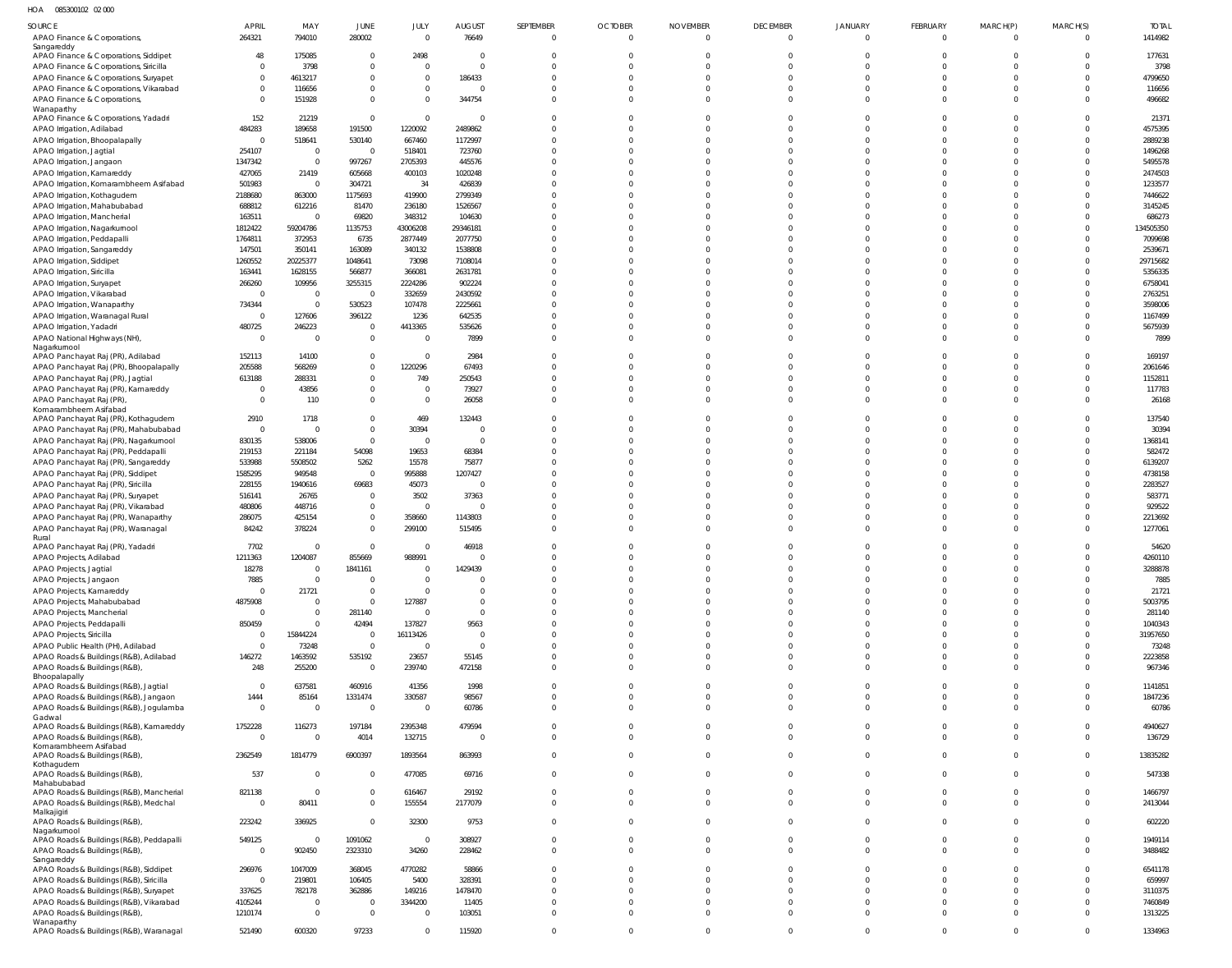HOA 085300102 02 000

| SOURCE | APRIL | MAY | JUNE | JULY | AUGUST | SEPTEMBER | OCTOBER | NOVEMBER | DECEMBER | JANUARY | FEBRUARY | MARCH(P) | MARCH(S) | TOTAL |
|---|---|---|---|---|---|---|---|---|---|---|---|---|---|---|
| APAO Finance & Corporations, Sangareddy | 264321 | 794010 | 280002 | 0 | 76649 | 0 | 0 | 0 | 0 | 0 | 0 | 0 | 0 | 1414982 |
| APAO Finance & Corporations, Siddipet | 48 | 175085 | 0 | 2498 | 0 | 0 | 0 | 0 | 0 | 0 | 0 | 0 | 0 | 177631 |
| APAO Finance & Corporations, Siricilla | 0 | 3798 | 0 | 0 | 0 | 0 | 0 | 0 | 0 | 0 | 0 | 0 | 0 | 3798 |
| APAO Finance & Corporations, Suryapet | 0 | 4613217 | 0 | 0 | 186433 | 0 | 0 | 0 | 0 | 0 | 0 | 0 | 0 | 4799650 |
| APAO Finance & Corporations, Vikarabad | 0 | 116656 | 0 | 0 | 0 | 0 | 0 | 0 | 0 | 0 | 0 | 0 | 0 | 116656 |
| APAO Finance & Corporations, Wanaparthy | 0 | 151928 | 0 | 0 | 344754 | 0 | 0 | 0 | 0 | 0 | 0 | 0 | 0 | 496682 |
| APAO Finance & Corporations, Yadadri | 152 | 21219 | 0 | 0 | 0 | 0 | 0 | 0 | 0 | 0 | 0 | 0 | 0 | 21371 |
| APAO Irrigation, Adilabad | 484283 | 189658 | 191500 | 1220092 | 2489862 | 0 | 0 | 0 | 0 | 0 | 0 | 0 | 0 | 4575395 |
| APAO Irrigation, Bhoopalapally | 0 | 518641 | 530140 | 667460 | 1172997 | 0 | 0 | 0 | 0 | 0 | 0 | 0 | 0 | 2889238 |
| APAO Irrigation, Jagtial | 254107 | 0 | 0 | 518401 | 723760 | 0 | 0 | 0 | 0 | 0 | 0 | 0 | 0 | 1496268 |
| APAO Irrigation, Jangaon | 1347342 | 0 | 997267 | 2705393 | 445576 | 0 | 0 | 0 | 0 | 0 | 0 | 0 | 0 | 5495578 |
| APAO Irrigation, Kamareddy | 427065 | 21419 | 605668 | 400103 | 1020248 | 0 | 0 | 0 | 0 | 0 | 0 | 0 | 0 | 2474503 |
| APAO Irrigation, Komarambheem Asifabad | 501983 | 0 | 304721 | 34 | 426839 | 0 | 0 | 0 | 0 | 0 | 0 | 0 | 0 | 1233577 |
| APAO Irrigation, Kothagudem | 2188680 | 863000 | 1175693 | 419900 | 2799349 | 0 | 0 | 0 | 0 | 0 | 0 | 0 | 0 | 7446622 |
| APAO Irrigation, Mahabubabad | 688812 | 612216 | 81470 | 236180 | 1526567 | 0 | 0 | 0 | 0 | 0 | 0 | 0 | 0 | 3145245 |
| APAO Irrigation, Mancherial | 163511 | 0 | 69820 | 348312 | 104630 | 0 | 0 | 0 | 0 | 0 | 0 | 0 | 0 | 686273 |
| APAO Irrigation, Nagarkurnool | 1812422 | 59204786 | 1135753 | 43006208 | 29346181 | 0 | 0 | 0 | 0 | 0 | 0 | 0 | 0 | 134505350 |
| APAO Irrigation, Peddapalli | 1764811 | 372953 | 6735 | 2877449 | 2077750 | 0 | 0 | 0 | 0 | 0 | 0 | 0 | 0 | 7099698 |
| APAO Irrigation, Sangareddy | 147501 | 350141 | 163089 | 340132 | 1538808 | 0 | 0 | 0 | 0 | 0 | 0 | 0 | 0 | 2539671 |
| APAO Irrigation, Siddipet | 1260552 | 20225377 | 1048641 | 73098 | 7108014 | 0 | 0 | 0 | 0 | 0 | 0 | 0 | 0 | 29715682 |
| APAO Irrigation, Siricilla | 163441 | 1628155 | 566877 | 366081 | 2631781 | 0 | 0 | 0 | 0 | 0 | 0 | 0 | 0 | 5356335 |
| APAO Irrigation, Suryapet | 266260 | 109956 | 3255315 | 2224286 | 902224 | 0 | 0 | 0 | 0 | 0 | 0 | 0 | 0 | 6758041 |
| APAO Irrigation, Vikarabad | 0 | 0 | 0 | 332659 | 2430592 | 0 | 0 | 0 | 0 | 0 | 0 | 0 | 0 | 2763251 |
| APAO Irrigation, Wanaparthy | 734344 | 0 | 530523 | 107478 | 2225661 | 0 | 0 | 0 | 0 | 0 | 0 | 0 | 0 | 3598006 |
| APAO Irrigation, Waranagal Rural | 0 | 127606 | 396122 | 1236 | 642535 | 0 | 0 | 0 | 0 | 0 | 0 | 0 | 0 | 1167499 |
| APAO Irrigation, Yadadri | 480725 | 246223 | 0 | 4413365 | 535626 | 0 | 0 | 0 | 0 | 0 | 0 | 0 | 0 | 5675939 |
| APAO National Highways (NH), Nagarkurnool | 0 | 0 | 0 | 0 | 7899 | 0 | 0 | 0 | 0 | 0 | 0 | 0 | 0 | 7899 |
| APAO Panchayat Raj (PR), Adilabad | 152113 | 14100 | 0 | 0 | 2984 | 0 | 0 | 0 | 0 | 0 | 0 | 0 | 0 | 169197 |
| APAO Panchayat Raj (PR), Bhoopalapally | 205588 | 568269 | 0 | 1220296 | 67493 | 0 | 0 | 0 | 0 | 0 | 0 | 0 | 0 | 2061646 |
| APAO Panchayat Raj (PR), Jagtial | 613188 | 288331 | 0 | 749 | 250543 | 0 | 0 | 0 | 0 | 0 | 0 | 0 | 0 | 1152811 |
| APAO Panchayat Raj (PR), Kamareddy | 0 | 43856 | 0 | 0 | 73927 | 0 | 0 | 0 | 0 | 0 | 0 | 0 | 0 | 117783 |
| APAO Panchayat Raj (PR), Komarambheem Asifabad | 0 | 110 | 0 | 0 | 26058 | 0 | 0 | 0 | 0 | 0 | 0 | 0 | 0 | 26168 |
| APAO Panchayat Raj (PR), Kothagudem | 2910 | 1718 | 0 | 469 | 132443 | 0 | 0 | 0 | 0 | 0 | 0 | 0 | 0 | 137540 |
| APAO Panchayat Raj (PR), Mahabubabad | 0 | 0 | 0 | 30394 | 0 | 0 | 0 | 0 | 0 | 0 | 0 | 0 | 0 | 30394 |
| APAO Panchayat Raj (PR), Nagarkurnool | 830135 | 538006 | 0 | 0 | 0 | 0 | 0 | 0 | 0 | 0 | 0 | 0 | 0 | 1368141 |
| APAO Panchayat Raj (PR), Peddapalli | 219153 | 221184 | 54098 | 19653 | 68384 | 0 | 0 | 0 | 0 | 0 | 0 | 0 | 0 | 582472 |
| APAO Panchayat Raj (PR), Sangareddy | 533988 | 5508502 | 5262 | 15578 | 75877 | 0 | 0 | 0 | 0 | 0 | 0 | 0 | 0 | 6139207 |
| APAO Panchayat Raj (PR), Siddipet | 1585295 | 949548 | 0 | 995888 | 1207427 | 0 | 0 | 0 | 0 | 0 | 0 | 0 | 0 | 4738158 |
| APAO Panchayat Raj (PR), Siricilla | 228155 | 1940616 | 69683 | 45073 | 0 | 0 | 0 | 0 | 0 | 0 | 0 | 0 | 0 | 2283527 |
| APAO Panchayat Raj (PR), Suryapet | 516141 | 26765 | 0 | 3502 | 37363 | 0 | 0 | 0 | 0 | 0 | 0 | 0 | 0 | 583771 |
| APAO Panchayat Raj (PR), Vikarabad | 480806 | 448716 | 0 | 0 | 0 | 0 | 0 | 0 | 0 | 0 | 0 | 0 | 0 | 929522 |
| APAO Panchayat Raj (PR), Wanaparthy | 286075 | 425154 | 0 | 358660 | 1143803 | 0 | 0 | 0 | 0 | 0 | 0 | 0 | 0 | 2213692 |
| APAO Panchayat Raj (PR), Waranagal Rural | 84242 | 378224 | 0 | 299100 | 515495 | 0 | 0 | 0 | 0 | 0 | 0 | 0 | 0 | 1277061 |
| APAO Panchayat Raj (PR), Yadadri | 7702 | 0 | 0 | 0 | 46918 | 0 | 0 | 0 | 0 | 0 | 0 | 0 | 0 | 54620 |
| APAO Projects, Adilabad | 1211363 | 1204087 | 855669 | 988991 | 0 | 0 | 0 | 0 | 0 | 0 | 0 | 0 | 0 | 4260110 |
| APAO Projects, Jagtial | 18278 | 0 | 1841161 | 0 | 1429439 | 0 | 0 | 0 | 0 | 0 | 0 | 0 | 0 | 3288878 |
| APAO Projects, Jangaon | 7885 | 0 | 0 | 0 | 0 | 0 | 0 | 0 | 0 | 0 | 0 | 0 | 0 | 7885 |
| APAO Projects, Kamareddy | 0 | 21721 | 0 | 0 | 0 | 0 | 0 | 0 | 0 | 0 | 0 | 0 | 0 | 21721 |
| APAO Projects, Mahabubabad | 4875908 | 0 | 0 | 127887 | 0 | 0 | 0 | 0 | 0 | 0 | 0 | 0 | 0 | 5003795 |
| APAO Projects, Mancherial | 0 | 0 | 281140 | 0 | 0 | 0 | 0 | 0 | 0 | 0 | 0 | 0 | 0 | 281140 |
| APAO Projects, Peddapalli | 850459 | 0 | 42494 | 137827 | 9563 | 0 | 0 | 0 | 0 | 0 | 0 | 0 | 0 | 1040343 |
| APAO Projects, Siricilla | 0 | 15844224 | 0 | 16113426 | 0 | 0 | 0 | 0 | 0 | 0 | 0 | 0 | 0 | 31957650 |
| APAO Public Health (PH), Adilabad | 0 | 73248 | 0 | 0 | 0 | 0 | 0 | 0 | 0 | 0 | 0 | 0 | 0 | 73248 |
| APAO Roads & Buildings (R&B), Adilabad | 146272 | 1463592 | 535192 | 23657 | 55145 | 0 | 0 | 0 | 0 | 0 | 0 | 0 | 0 | 2223858 |
| APAO Roads & Buildings (R&B), Bhoopalapally | 248 | 255200 | 0 | 239740 | 472158 | 0 | 0 | 0 | 0 | 0 | 0 | 0 | 0 | 967346 |
| APAO Roads & Buildings (R&B), Jagtial | 0 | 637581 | 460916 | 41356 | 1998 | 0 | 0 | 0 | 0 | 0 | 0 | 0 | 0 | 1141851 |
| APAO Roads & Buildings (R&B), Jangaon | 1444 | 85164 | 1331474 | 330587 | 98567 | 0 | 0 | 0 | 0 | 0 | 0 | 0 | 0 | 1847236 |
| APAO Roads & Buildings (R&B), Jogulamba Gadwal | 0 | 0 | 0 | 0 | 60786 | 0 | 0 | 0 | 0 | 0 | 0 | 0 | 0 | 60786 |
| APAO Roads & Buildings (R&B), Kamareddy | 1752228 | 116273 | 197184 | 2395348 | 479594 | 0 | 0 | 0 | 0 | 0 | 0 | 0 | 0 | 4940627 |
| APAO Roads & Buildings (R&B), Komarambheem Asifabad | 0 | 0 | 4014 | 132715 | 0 | 0 | 0 | 0 | 0 | 0 | 0 | 0 | 0 | 136729 |
| APAO Roads & Buildings (R&B), Kothagudem | 2362549 | 1814779 | 6900397 | 1893564 | 863993 | 0 | 0 | 0 | 0 | 0 | 0 | 0 | 0 | 13835282 |
| APAO Roads & Buildings (R&B), Mahabubabad | 537 | 0 | 0 | 477085 | 69716 | 0 | 0 | 0 | 0 | 0 | 0 | 0 | 0 | 547338 |
| APAO Roads & Buildings (R&B), Mancherial | 821138 | 0 | 0 | 616467 | 29192 | 0 | 0 | 0 | 0 | 0 | 0 | 0 | 0 | 1466797 |
| APAO Roads & Buildings (R&B), Medchal Malkajigiri | 0 | 80411 | 0 | 155554 | 2177079 | 0 | 0 | 0 | 0 | 0 | 0 | 0 | 0 | 2413044 |
| APAO Roads & Buildings (R&B), Nagarkurnool | 223242 | 336925 | 0 | 32300 | 9753 | 0 | 0 | 0 | 0 | 0 | 0 | 0 | 0 | 602220 |
| APAO Roads & Buildings (R&B), Peddapalli | 549125 | 0 | 1091062 | 0 | 308927 | 0 | 0 | 0 | 0 | 0 | 0 | 0 | 0 | 1949114 |
| APAO Roads & Buildings (R&B), Sangareddy | 0 | 902450 | 2323310 | 34260 | 228462 | 0 | 0 | 0 | 0 | 0 | 0 | 0 | 0 | 3488482 |
| APAO Roads & Buildings (R&B), Siddipet | 296976 | 1047009 | 368045 | 4770282 | 58866 | 0 | 0 | 0 | 0 | 0 | 0 | 0 | 0 | 6541178 |
| APAO Roads & Buildings (R&B), Siricilla | 0 | 219801 | 106405 | 5400 | 328391 | 0 | 0 | 0 | 0 | 0 | 0 | 0 | 0 | 659997 |
| APAO Roads & Buildings (R&B), Suryapet | 337625 | 782178 | 362886 | 149216 | 1478470 | 0 | 0 | 0 | 0 | 0 | 0 | 0 | 0 | 3110375 |
| APAO Roads & Buildings (R&B), Vikarabad | 4105244 | 0 | 0 | 3344200 | 11405 | 0 | 0 | 0 | 0 | 0 | 0 | 0 | 0 | 7460849 |
| APAO Roads & Buildings (R&B), Wanaparthy | 1210174 | 0 | 0 | 0 | 103051 | 0 | 0 | 0 | 0 | 0 | 0 | 0 | 0 | 1313225 |
| APAO Roads & Buildings (R&B), Waranagal | 521490 | 600320 | 97233 | 0 | 115920 | 0 | 0 | 0 | 0 | 0 | 0 | 0 | 0 | 1334963 |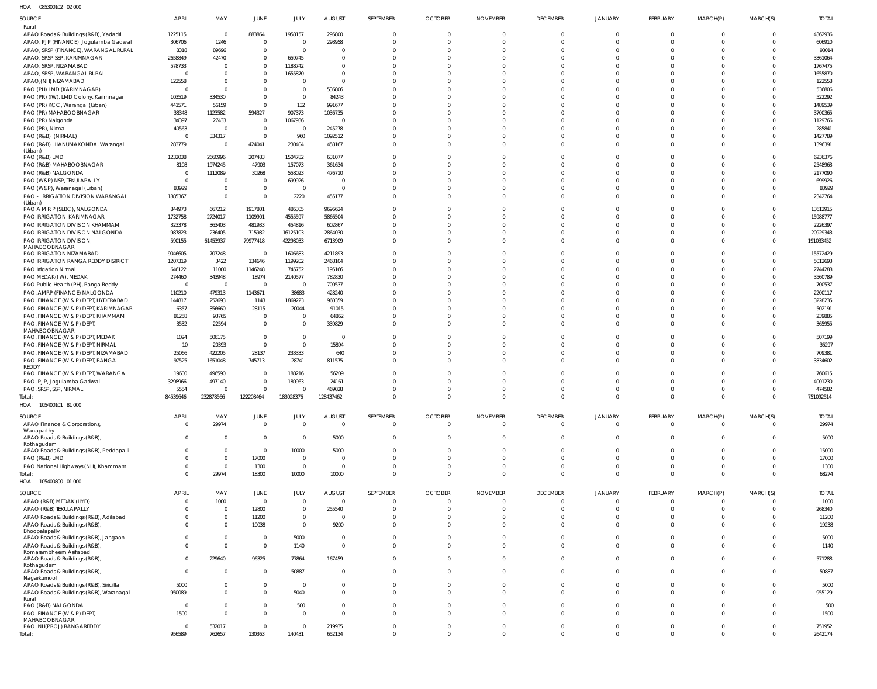HOA 085300102 02 000

| SOURCE | APRIL | MAY | JUNE | JULY | AUGUST | SEPTEMBER | OCTOBER | NOVEMBER | DECEMBER | JANUARY | FEBRUARY | MARCH(P) | MARCH(S) | TOTAL |
|---|---|---|---|---|---|---|---|---|---|---|---|---|---|---|
| Rural | | | | | | | | | | | | | | |
| APAO Roads & Buildings (R&B), Yadadri | 1225115 | 0 | 883864 | 1958157 | 295800 | 0 | 0 | 0 | 0 | 0 | 0 | 0 | 0 | 4362936 |
| APAO, PJP (FINANCE), Jogulamba Gadwal | 306706 | 1246 | 0 | 0 | 298958 | 0 | 0 | 0 | 0 | 0 | 0 | 0 | 0 | 606910 |
| APAO, SRSP (FINANCE), WARANGAL RURAL | 8318 | 89696 | 0 | 0 | 0 | 0 | 0 | 0 | 0 | 0 | 0 | 0 | 0 | 98014 |
| APAO, SRSP SSP, KARIMNAGAR | 2658849 | 42470 | 0 | 659745 | 0 | 0 | 0 | 0 | 0 | 0 | 0 | 0 | 0 | 3361064 |
| APAO, SRSP, NIZAMABAD | 578733 | 0 | 0 | 1188742 | 0 | 0 | 0 | 0 | 0 | 0 | 0 | 0 | 0 | 1767475 |
| APAO, SRSP, WARANGAL RURAL | 0 | 0 | 0 | 1655870 | 0 | 0 | 0 | 0 | 0 | 0 | 0 | 0 | 0 | 1655870 |
| APAO,(NH) NIZAMABAD | 122558 | 0 | 0 | 0 | 0 | 0 | 0 | 0 | 0 | 0 | 0 | 0 | 0 | 122558 |
| PAO (PH) LMD (KARIMNAGAR) | 0 | 0 | 0 | 0 | 536806 | 0 | 0 | 0 | 0 | 0 | 0 | 0 | 0 | 536806 |
| PAO (PR) (IW), LMD Colony, Karimnagar | 103519 | 334530 | 0 | 0 | 84243 | 0 | 0 | 0 | 0 | 0 | 0 | 0 | 0 | 522292 |
| PAO (PR) KCC, Warangal (Urban) | 441571 | 56159 | 0 | 132 | 991677 | 0 | 0 | 0 | 0 | 0 | 0 | 0 | 0 | 1489539 |
| PAO (PR) MAHABOOBNAGAR | 38348 | 1123582 | 594327 | 907373 | 1036735 | 0 | 0 | 0 | 0 | 0 | 0 | 0 | 0 | 3700365 |
| PAO (PR) Nalgonda | 34397 | 27433 | 0 | 1067936 | 0 | 0 | 0 | 0 | 0 | 0 | 0 | 0 | 0 | 1129766 |
| PAO (PR), Nirmal | 40563 | 0 | 0 | 0 | 245278 | 0 | 0 | 0 | 0 | 0 | 0 | 0 | 0 | 285841 |
| PAO (R&B) (NIRMAL) | 0 | 334317 | 0 | 960 | 1092512 | 0 | 0 | 0 | 0 | 0 | 0 | 0 | 0 | 1427789 |
| PAO (R&B), HANUMAKONDA, Warangal (Urban) | 283779 | 0 | 424041 | 230404 | 458167 | 0 | 0 | 0 | 0 | 0 | 0 | 0 | 0 | 1396391 |
| PAO (R&B) LMD | 1232038 | 2660996 | 207483 | 1504782 | 631077 | 0 | 0 | 0 | 0 | 0 | 0 | 0 | 0 | 6236376 |
| PAO (R&B) MAHABOOBNAGAR | 8108 | 1974245 | 47903 | 157073 | 361634 | 0 | 0 | 0 | 0 | 0 | 0 | 0 | 0 | 2548963 |
| PAO (R&B) NALGONDA | 0 | 1112089 | 30268 | 558023 | 476710 | 0 | 0 | 0 | 0 | 0 | 0 | 0 | 0 | 2177090 |
| PAO (W&P) NSP, TEKULAPALLY | 0 | 0 | 0 | 699926 | 0 | 0 | 0 | 0 | 0 | 0 | 0 | 0 | 0 | 699926 |
| PAO (W&P), Waranagal (Urban) | 83929 | 0 | 0 | 0 | 0 | 0 | 0 | 0 | 0 | 0 | 0 | 0 | 0 | 83929 |
| PAO - IRRIGATION DIVISION WARANGAL (Urban) | 1885367 | 0 | 0 | 2220 | 455177 | 0 | 0 | 0 | 0 | 0 | 0 | 0 | 0 | 2342764 |
| PAO A M R P (SLBC), NALGONDA | 844973 | 667212 | 1917801 | 486305 | 9696624 | 0 | 0 | 0 | 0 | 0 | 0 | 0 | 0 | 13612915 |
| PAO IRRIGATION KARIMNAGAR | 1732758 | 2724017 | 1109901 | 4555597 | 5866504 | 0 | 0 | 0 | 0 | 0 | 0 | 0 | 0 | 15988777 |
| PAO IRRIGATION DIVISION KHAMMAM | 323378 | 363403 | 481933 | 454816 | 602867 | 0 | 0 | 0 | 0 | 0 | 0 | 0 | 0 | 2226397 |
| PAO IRRIGATION DIVISION NALGONDA | 987823 | 236405 | 715982 | 16125103 | 2864030 | 0 | 0 | 0 | 0 | 0 | 0 | 0 | 0 | 20929343 |
| PAO IRRIGATION DIVISION, MAHABOOBNAGAR | 590155 | 61453937 | 79977418 | 42298033 | 6713909 | 0 | 0 | 0 | 0 | 0 | 0 | 0 | 0 | 191033452 |
| PAO IRRIGATION NIZAMABAD | 9046605 | 707248 | 0 | 1606683 | 4211893 | 0 | 0 | 0 | 0 | 0 | 0 | 0 | 0 | 15572429 |
| PAO IRRIGATION RANGA REDDY DISTRICT | 1207319 | 3422 | 134646 | 1199202 | 2468104 | 0 | 0 | 0 | 0 | 0 | 0 | 0 | 0 | 5012693 |
| PAO Irrigation Nirmal | 646122 | 11000 | 1146248 | 745752 | 195166 | 0 | 0 | 0 | 0 | 0 | 0 | 0 | 0 | 2744288 |
| PAO MEDAK(IW), MEDAK | 274460 | 343948 | 18974 | 2140577 | 782830 | 0 | 0 | 0 | 0 | 0 | 0 | 0 | 0 | 3560789 |
| PAO Public Health (PH), Ranga Reddy | 0 | 0 | 0 | 0 | 700537 | 0 | 0 | 0 | 0 | 0 | 0 | 0 | 0 | 700537 |
| PAO, AMRP (FINANCE) NALGONDA | 110210 | 479313 | 1143671 | 38683 | 428240 | 0 | 0 | 0 | 0 | 0 | 0 | 0 | 0 | 2200117 |
| PAO, FINANCE (W & P) DEPT, HYDERABAD | 144817 | 252693 | 1143 | 1869223 | 960359 | 0 | 0 | 0 | 0 | 0 | 0 | 0 | 0 | 3228235 |
| PAO, FINANCE (W & P) DEPT, KARIMNAGAR | 6357 | 356660 | 28115 | 20044 | 91015 | 0 | 0 | 0 | 0 | 0 | 0 | 0 | 0 | 502191 |
| PAO, FINANCE (W & P) DEPT, KHAMMAM | 81258 | 93765 | 0 | 0 | 64862 | 0 | 0 | 0 | 0 | 0 | 0 | 0 | 0 | 239885 |
| PAO, FINANCE (W & P) DEPT, MAHABOOBNAGAR | 3532 | 22594 | 0 | 0 | 339829 | 0 | 0 | 0 | 0 | 0 | 0 | 0 | 0 | 365955 |
| PAO, FINANCE (W & P) DEPT, MEDAK | 1024 | 506175 | 0 | 0 | 0 | 0 | 0 | 0 | 0 | 0 | 0 | 0 | 0 | 507199 |
| PAO, FINANCE (W & P) DEPT, NIRMAL | 10 | 20393 | 0 | 0 | 15894 | 0 | 0 | 0 | 0 | 0 | 0 | 0 | 0 | 36297 |
| PAO, FINANCE (W & P) DEPT, NIZAMABAD | 25066 | 422205 | 28137 | 233333 | 640 | 0 | 0 | 0 | 0 | 0 | 0 | 0 | 0 | 709381 |
| PAO, FINANCE (W & P) DEPT, RANGA REDDY | 97525 | 1651048 | 745713 | 28741 | 811575 | 0 | 0 | 0 | 0 | 0 | 0 | 0 | 0 | 3334602 |
| PAO, FINANCE (W & P) DEPT, WARANGAL | 19600 | 496590 | 0 | 188216 | 56209 | 0 | 0 | 0 | 0 | 0 | 0 | 0 | 0 | 760615 |
| PAO, PJP, Jogulamba Gadwal | 3298966 | 497140 | 0 | 180963 | 24161 | 0 | 0 | 0 | 0 | 0 | 0 | 0 | 0 | 4001230 |
| PAO, SRSP, SSP, NIRMAL | 5554 | 0 | 0 | 0 | 469028 | 0 | 0 | 0 | 0 | 0 | 0 | 0 | 0 | 474582 |
| Total: | 84539646 | 232878566 | 122208464 | 183028376 | 128437462 | 0 | 0 | 0 | 0 | 0 | 0 | 0 | 0 | 751092514 |

HOA 105400101 81 000

| SOURCE | APRIL | MAY | JUNE | JULY | AUGUST | SEPTEMBER | OCTOBER | NOVEMBER | DECEMBER | JANUARY | FEBRUARY | MARCH(P) | MARCH(S) | TOTAL |
|---|---|---|---|---|---|---|---|---|---|---|---|---|---|---|
| APAO Finance & Corporations, Wanaparthy | 0 | 29974 | 0 | 0 | 0 | 0 | 0 | 0 | 0 | 0 | 0 | 0 | 0 | 29974 |
| APAO Roads & Buildings (R&B), Kothagudem | 0 | 0 | 0 | 0 | 5000 | 0 | 0 | 0 | 0 | 0 | 0 | 0 | 0 | 5000 |
| APAO Roads & Buildings (R&B), Peddapalli | 0 | 0 | 0 | 10000 | 5000 | 0 | 0 | 0 | 0 | 0 | 0 | 0 | 0 | 15000 |
| PAO (R&B) LMD | 0 | 0 | 17000 | 0 | 0 | 0 | 0 | 0 | 0 | 0 | 0 | 0 | 0 | 17000 |
| PAO National Highways (NH), Khammam | 0 | 0 | 1300 | 0 | 0 | 0 | 0 | 0 | 0 | 0 | 0 | 0 | 0 | 1300 |
| Total: | 0 | 29974 | 18300 | 10000 | 10000 | 0 | 0 | 0 | 0 | 0 | 0 | 0 | 0 | 68274 |

HOA 105400800 01 000

| SOURCE | APRIL | MAY | JUNE | JULY | AUGUST | SEPTEMBER | OCTOBER | NOVEMBER | DECEMBER | JANUARY | FEBRUARY | MARCH(P) | MARCH(S) | TOTAL |
|---|---|---|---|---|---|---|---|---|---|---|---|---|---|---|
| APAO (R&B) MEDAK (HYD) | 0 | 1000 | 0 | 0 | 0 | 0 | 0 | 0 | 0 | 0 | 0 | 0 | 0 | 1000 |
| APAO (R&B) TEKULAPALLY | 0 | 0 | 12800 | 0 | 255540 | 0 | 0 | 0 | 0 | 0 | 0 | 0 | 0 | 268340 |
| APAO Roads & Buildings (R&B), Adilabad | 0 | 0 | 11200 | 0 | 0 | 0 | 0 | 0 | 0 | 0 | 0 | 0 | 0 | 11200 |
| APAO Roads & Buildings (R&B), Bhoopalapally | 0 | 0 | 10038 | 0 | 9200 | 0 | 0 | 0 | 0 | 0 | 0 | 0 | 0 | 19238 |
| APAO Roads & Buildings (R&B), Jangaon | 0 | 0 | 0 | 5000 | 0 | 0 | 0 | 0 | 0 | 0 | 0 | 0 | 0 | 5000 |
| APAO Roads & Buildings (R&B), Komarambheem Asifabad | 0 | 0 | 0 | 1140 | 0 | 0 | 0 | 0 | 0 | 0 | 0 | 0 | 0 | 1140 |
| APAO Roads & Buildings (R&B), Kothagudem | 0 | 229640 | 96325 | 77864 | 167459 | 0 | 0 | 0 | 0 | 0 | 0 | 0 | 0 | 571288 |
| APAO Roads & Buildings (R&B), Nagarkurnool | 0 | 0 | 0 | 50887 | 0 | 0 | 0 | 0 | 0 | 0 | 0 | 0 | 0 | 50887 |
| APAO Roads & Buildings (R&B), Siricilla | 5000 | 0 | 0 | 0 | 0 | 0 | 0 | 0 | 0 | 0 | 0 | 0 | 0 | 5000 |
| APAO Roads & Buildings (R&B), Waranagal Rural | 950089 | 0 | 0 | 5040 | 0 | 0 | 0 | 0 | 0 | 0 | 0 | 0 | 0 | 955129 |
| PAO (R&B) NALGONDA | 0 | 0 | 0 | 500 | 0 | 0 | 0 | 0 | 0 | 0 | 0 | 0 | 0 | 500 |
| PAO, FINANCE (W & P) DEPT, MAHABOOBNAGAR | 1500 | 0 | 0 | 0 | 0 | 0 | 0 | 0 | 0 | 0 | 0 | 0 | 0 | 1500 |
| PAO, NH(PROJ) RANGAREDDY | 0 | 532017 | 0 | 0 | 219935 | 0 | 0 | 0 | 0 | 0 | 0 | 0 | 0 | 751952 |
| Total: | 956589 | 762657 | 130363 | 140431 | 652134 | 0 | 0 | 0 | 0 | 0 | 0 | 0 | 0 | 2642174 |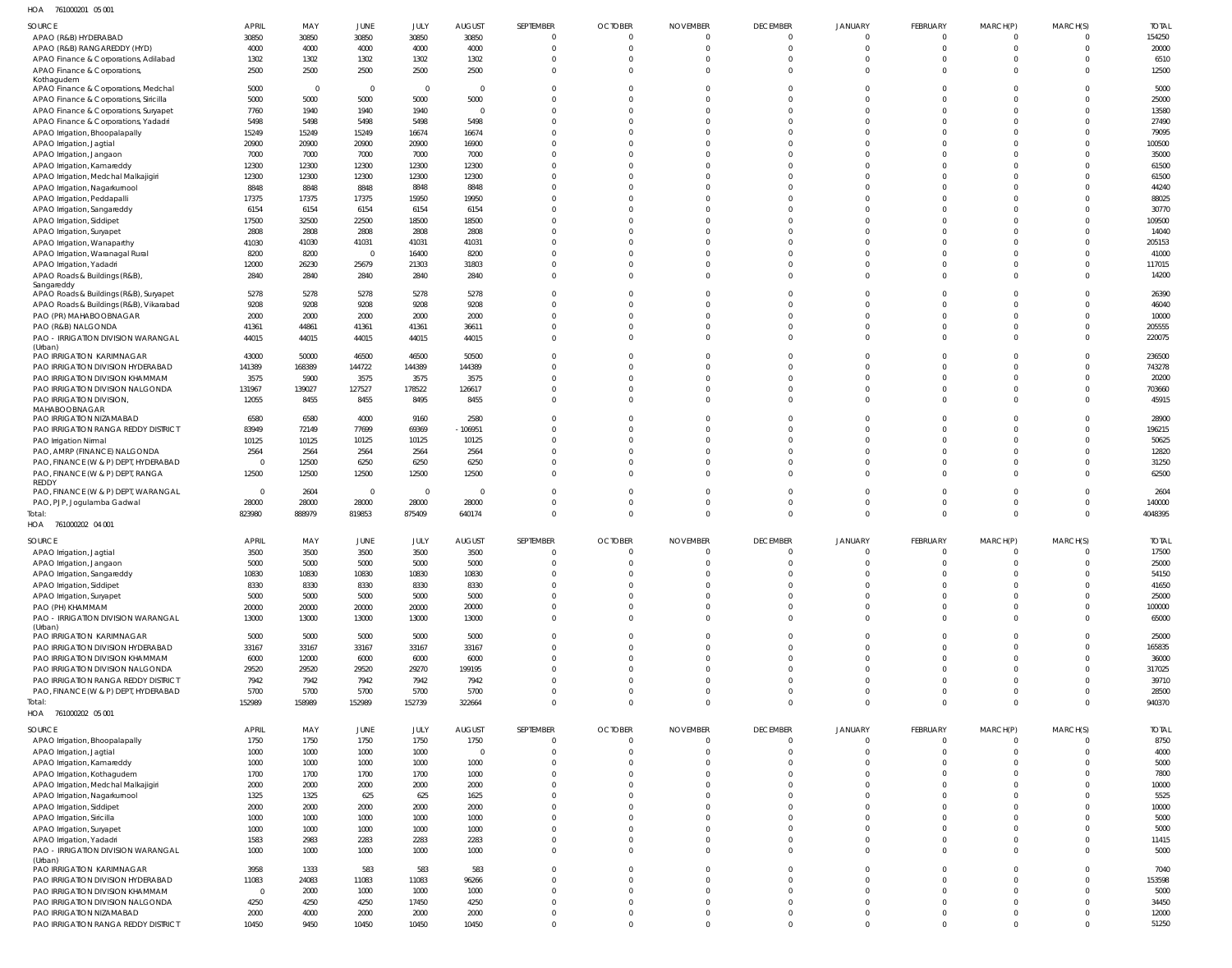HOA 761000201 05 001

| SOURCE | APRIL | MAY | JUNE | JULY | AUGUST | SEPTEMBER | OCTOBER | NOVEMBER | DECEMBER | JANUARY | FEBRUARY | MARCH(P) | MARCH(S) | TOTAL |
|---|---|---|---|---|---|---|---|---|---|---|---|---|---|---|
| APAO (R&B) HYDERABAD | 30850 | 30850 | 30850 | 30850 | 30850 | 0 | 0 | 0 | 0 | 0 | 0 | 0 | 0 | 154250 |
| APAO (R&B) RANGAREDDY (HYD) | 4000 | 4000 | 4000 | 4000 | 4000 | 0 | 0 | 0 | 0 | 0 | 0 | 0 | 0 | 20000 |
| APAO Finance & Corporations, Adilabad | 1302 | 1302 | 1302 | 1302 | 1302 | 0 | 0 | 0 | 0 | 0 | 0 | 0 | 0 | 6510 |
| APAO Finance & Corporations, Kothagudem | 2500 | 2500 | 2500 | 2500 | 2500 | 0 | 0 | 0 | 0 | 0 | 0 | 0 | 0 | 12500 |
| APAO Finance & Corporations, Medchal | 5000 | 0 | 0 | 0 | 0 | 0 | 0 | 0 | 0 | 0 | 0 | 0 | 0 | 5000 |
| APAO Finance & Corporations, Siricilla | 5000 | 5000 | 5000 | 5000 | 5000 | 0 | 0 | 0 | 0 | 0 | 0 | 0 | 0 | 25000 |
| APAO Finance & Corporations, Suryapet | 7760 | 1940 | 1940 | 1940 | 0 | 0 | 0 | 0 | 0 | 0 | 0 | 0 | 0 | 13580 |
| APAO Finance & Corporations, Yadadri | 5498 | 5498 | 5498 | 5498 | 5498 | 0 | 0 | 0 | 0 | 0 | 0 | 0 | 0 | 27490 |
| APAO Irrigation, Bhoopalapally | 15249 | 15249 | 15249 | 16674 | 16674 | 0 | 0 | 0 | 0 | 0 | 0 | 0 | 0 | 79095 |
| APAO Irrigation, Jagtial | 20900 | 20900 | 20900 | 20900 | 16900 | 0 | 0 | 0 | 0 | 0 | 0 | 0 | 0 | 100500 |
| APAO Irrigation, Jangaon | 7000 | 7000 | 7000 | 7000 | 7000 | 0 | 0 | 0 | 0 | 0 | 0 | 0 | 0 | 35000 |
| APAO Irrigation, Kamareddy | 12300 | 12300 | 12300 | 12300 | 12300 | 0 | 0 | 0 | 0 | 0 | 0 | 0 | 0 | 61500 |
| APAO Irrigation, Medchal Malkajigiri | 12300 | 12300 | 12300 | 12300 | 12300 | 0 | 0 | 0 | 0 | 0 | 0 | 0 | 0 | 61500 |
| APAO Irrigation, Nagarkurnool | 8848 | 8848 | 8848 | 8848 | 8848 | 0 | 0 | 0 | 0 | 0 | 0 | 0 | 0 | 44240 |
| APAO Irrigation, Peddapalli | 17375 | 17375 | 17375 | 15950 | 19950 | 0 | 0 | 0 | 0 | 0 | 0 | 0 | 0 | 88025 |
| APAO Irrigation, Sangareddy | 6154 | 6154 | 6154 | 6154 | 6154 | 0 | 0 | 0 | 0 | 0 | 0 | 0 | 0 | 30770 |
| APAO Irrigation, Siddipet | 17500 | 32500 | 22500 | 18500 | 18500 | 0 | 0 | 0 | 0 | 0 | 0 | 0 | 0 | 109500 |
| APAO Irrigation, Suryapet | 2808 | 2808 | 2808 | 2808 | 2808 | 0 | 0 | 0 | 0 | 0 | 0 | 0 | 0 | 14040 |
| APAO Irrigation, Wanaparthy | 41030 | 41030 | 41031 | 41031 | 41031 | 0 | 0 | 0 | 0 | 0 | 0 | 0 | 0 | 205153 |
| APAO Irrigation, Waranagal Rural | 8200 | 8200 | 0 | 16400 | 8200 | 0 | 0 | 0 | 0 | 0 | 0 | 0 | 0 | 41000 |
| APAO Irrigation, Yadadri | 12000 | 26230 | 25679 | 21303 | 31803 | 0 | 0 | 0 | 0 | 0 | 0 | 0 | 0 | 117015 |
| APAO Roads & Buildings (R&B), Sangareddy | 2840 | 2840 | 2840 | 2840 | 2840 | 0 | 0 | 0 | 0 | 0 | 0 | 0 | 0 | 14200 |
| APAO Roads & Buildings (R&B), Suryapet | 5278 | 5278 | 5278 | 5278 | 5278 | 0 | 0 | 0 | 0 | 0 | 0 | 0 | 0 | 26390 |
| APAO Roads & Buildings (R&B), Vikarabad | 9208 | 9208 | 9208 | 9208 | 9208 | 0 | 0 | 0 | 0 | 0 | 0 | 0 | 0 | 46040 |
| PAO (PR) MAHABOOBNAGAR | 2000 | 2000 | 2000 | 2000 | 2000 | 0 | 0 | 0 | 0 | 0 | 0 | 0 | 0 | 10000 |
| PAO (R&B) NALGONDA | 41361 | 44861 | 41361 | 41361 | 36611 | 0 | 0 | 0 | 0 | 0 | 0 | 0 | 0 | 205555 |
| PAO - IRRIGATION DIVISION WARANGAL (Urban) | 44015 | 44015 | 44015 | 44015 | 44015 | 0 | 0 | 0 | 0 | 0 | 0 | 0 | 0 | 220075 |
| PAO IRRIGATION KARIMNAGAR | 43000 | 50000 | 46500 | 46500 | 50500 | 0 | 0 | 0 | 0 | 0 | 0 | 0 | 0 | 236500 |
| PAO IRRIGATION DIVISION HYDERABAD | 141389 | 168389 | 144722 | 144389 | 144389 | 0 | 0 | 0 | 0 | 0 | 0 | 0 | 0 | 743278 |
| PAO IRRIGATION DIVISION KHAMMAM | 3575 | 5900 | 3575 | 3575 | 3575 | 0 | 0 | 0 | 0 | 0 | 0 | 0 | 0 | 20200 |
| PAO IRRIGATION DIVISION NALGONDA | 131967 | 139027 | 127527 | 178522 | 126617 | 0 | 0 | 0 | 0 | 0 | 0 | 0 | 0 | 703660 |
| PAO IRRIGATION DIVISION, MAHABOOBNAGAR | 12055 | 8455 | 8455 | 8495 | 8455 | 0 | 0 | 0 | 0 | 0 | 0 | 0 | 0 | 45915 |
| PAO IRRIGATION NIZAMABAD | 6580 | 6580 | 4000 | 9160 | 2580 | 0 | 0 | 0 | 0 | 0 | 0 | 0 | 0 | 28900 |
| PAO IRRIGATION RANGA REDDY DISTRICT | 83949 | 72149 | 77699 | 69369 | -106951 | 0 | 0 | 0 | 0 | 0 | 0 | 0 | 0 | 196215 |
| PAO Irrigation Nirmal | 10125 | 10125 | 10125 | 10125 | 10125 | 0 | 0 | 0 | 0 | 0 | 0 | 0 | 0 | 50625 |
| PAO, AMRP (FINANCE) NALGONDA | 2564 | 2564 | 2564 | 2564 | 2564 | 0 | 0 | 0 | 0 | 0 | 0 | 0 | 0 | 12820 |
| PAO, FINANCE (W & P) DEPT, HYDERABAD | 0 | 12500 | 6250 | 6250 | 6250 | 0 | 0 | 0 | 0 | 0 | 0 | 0 | 0 | 31250 |
| PAO, FINANCE (W & P) DEPT, RANGA REDDY | 12500 | 12500 | 12500 | 12500 | 12500 | 0 | 0 | 0 | 0 | 0 | 0 | 0 | 0 | 62500 |
| PAO, FINANCE (W & P) DEPT, WARANGAL | 0 | 2604 | 0 | 0 | 0 | 0 | 0 | 0 | 0 | 0 | 0 | 0 | 0 | 2604 |
| PAO, PJP, Jogulamba Gadwal | 28000 | 28000 | 28000 | 28000 | 28000 | 0 | 0 | 0 | 0 | 0 | 0 | 0 | 0 | 140000 |
| Total: | 823980 | 888979 | 819853 | 875409 | 640174 | 0 | 0 | 0 | 0 | 0 | 0 | 0 | 0 | 4048395 |

HOA 761000202 04 001

| SOURCE | APRIL | MAY | JUNE | JULY | AUGUST | SEPTEMBER | OCTOBER | NOVEMBER | DECEMBER | JANUARY | FEBRUARY | MARCH(P) | MARCH(S) | TOTAL |
|---|---|---|---|---|---|---|---|---|---|---|---|---|---|---|
| APAO Irrigation, Jagtial | 3500 | 3500 | 3500 | 3500 | 3500 | 0 | 0 | 0 | 0 | 0 | 0 | 0 | 0 | 17500 |
| APAO Irrigation, Jangaon | 5000 | 5000 | 5000 | 5000 | 5000 | 0 | 0 | 0 | 0 | 0 | 0 | 0 | 0 | 25000 |
| APAO Irrigation, Sangareddy | 10830 | 10830 | 10830 | 10830 | 10830 | 0 | 0 | 0 | 0 | 0 | 0 | 0 | 0 | 54150 |
| APAO Irrigation, Siddipet | 8330 | 8330 | 8330 | 8330 | 8330 | 0 | 0 | 0 | 0 | 0 | 0 | 0 | 0 | 41650 |
| APAO Irrigation, Suryapet | 5000 | 5000 | 5000 | 5000 | 5000 | 0 | 0 | 0 | 0 | 0 | 0 | 0 | 0 | 25000 |
| PAO (PH) KHAMMAM | 20000 | 20000 | 20000 | 20000 | 20000 | 0 | 0 | 0 | 0 | 0 | 0 | 0 | 0 | 100000 |
| PAO - IRRIGATION DIVISION WARANGAL (Urban) | 13000 | 13000 | 13000 | 13000 | 13000 | 0 | 0 | 0 | 0 | 0 | 0 | 0 | 0 | 65000 |
| PAO IRRIGATION KARIMNAGAR | 5000 | 5000 | 5000 | 5000 | 5000 | 0 | 0 | 0 | 0 | 0 | 0 | 0 | 0 | 25000 |
| PAO IRRIGATION DIVISION HYDERABAD | 33167 | 33167 | 33167 | 33167 | 33167 | 0 | 0 | 0 | 0 | 0 | 0 | 0 | 0 | 165835 |
| PAO IRRIGATION DIVISION KHAMMAM | 6000 | 12000 | 6000 | 6000 | 6000 | 0 | 0 | 0 | 0 | 0 | 0 | 0 | 0 | 36000 |
| PAO IRRIGATION DIVISION NALGONDA | 29520 | 29520 | 29520 | 29270 | 199195 | 0 | 0 | 0 | 0 | 0 | 0 | 0 | 0 | 317025 |
| PAO IRRIGATION RANGA REDDY DISTRICT | 7942 | 7942 | 7942 | 7942 | 7942 | 0 | 0 | 0 | 0 | 0 | 0 | 0 | 0 | 39710 |
| PAO, FINANCE (W & P) DEPT, HYDERABAD | 5700 | 5700 | 5700 | 5700 | 5700 | 0 | 0 | 0 | 0 | 0 | 0 | 0 | 0 | 28500 |
| Total: | 152989 | 158989 | 152989 | 152739 | 322664 | 0 | 0 | 0 | 0 | 0 | 0 | 0 | 0 | 940370 |

HOA 761000202 05 001

| SOURCE | APRIL | MAY | JUNE | JULY | AUGUST | SEPTEMBER | OCTOBER | NOVEMBER | DECEMBER | JANUARY | FEBRUARY | MARCH(P) | MARCH(S) | TOTAL |
|---|---|---|---|---|---|---|---|---|---|---|---|---|---|---|
| APAO Irrigation, Bhoopalapally | 1750 | 1750 | 1750 | 1750 | 1750 | 0 | 0 | 0 | 0 | 0 | 0 | 0 | 0 | 8750 |
| APAO Irrigation, Jagtial | 1000 | 1000 | 1000 | 1000 | 0 | 0 | 0 | 0 | 0 | 0 | 0 | 0 | 0 | 4000 |
| APAO Irrigation, Kamareddy | 1000 | 1000 | 1000 | 1000 | 1000 | 0 | 0 | 0 | 0 | 0 | 0 | 0 | 0 | 5000 |
| APAO Irrigation, Kothagudem | 1700 | 1700 | 1700 | 1700 | 1000 | 0 | 0 | 0 | 0 | 0 | 0 | 0 | 0 | 7800 |
| APAO Irrigation, Medchal Malkajigiri | 2000 | 2000 | 2000 | 2000 | 2000 | 0 | 0 | 0 | 0 | 0 | 0 | 0 | 0 | 10000 |
| APAO Irrigation, Nagarkurnool | 1325 | 1325 | 625 | 625 | 1625 | 0 | 0 | 0 | 0 | 0 | 0 | 0 | 0 | 5525 |
| APAO Irrigation, Siddipet | 2000 | 2000 | 2000 | 2000 | 2000 | 0 | 0 | 0 | 0 | 0 | 0 | 0 | 0 | 10000 |
| APAO Irrigation, Siricilla | 1000 | 1000 | 1000 | 1000 | 1000 | 0 | 0 | 0 | 0 | 0 | 0 | 0 | 0 | 5000 |
| APAO Irrigation, Suryapet | 1000 | 1000 | 1000 | 1000 | 1000 | 0 | 0 | 0 | 0 | 0 | 0 | 0 | 0 | 5000 |
| APAO Irrigation, Yadadri | 1583 | 2983 | 2283 | 2283 | 2283 | 0 | 0 | 0 | 0 | 0 | 0 | 0 | 0 | 11415 |
| PAO - IRRIGATION DIVISION WARANGAL (Urban) | 1000 | 1000 | 1000 | 1000 | 1000 | 0 | 0 | 0 | 0 | 0 | 0 | 0 | 0 | 5000 |
| PAO IRRIGATION KARIMNAGAR | 3958 | 1333 | 583 | 583 | 583 | 0 | 0 | 0 | 0 | 0 | 0 | 0 | 0 | 7040 |
| PAO IRRIGATION DIVISION HYDERABAD | 11083 | 24083 | 11083 | 11083 | 96266 | 0 | 0 | 0 | 0 | 0 | 0 | 0 | 0 | 153598 |
| PAO IRRIGATION DIVISION KHAMMAM | 0 | 2000 | 1000 | 1000 | 1000 | 0 | 0 | 0 | 0 | 0 | 0 | 0 | 0 | 5000 |
| PAO IRRIGATION DIVISION NALGONDA | 4250 | 4250 | 4250 | 17450 | 4250 | 0 | 0 | 0 | 0 | 0 | 0 | 0 | 0 | 34450 |
| PAO IRRIGATION NIZAMABAD | 2000 | 4000 | 2000 | 2000 | 2000 | 0 | 0 | 0 | 0 | 0 | 0 | 0 | 0 | 12000 |
| PAO IRRIGATION RANGA REDDY DISTRICT | 10450 | 9450 | 10450 | 10450 | 10450 | 0 | 0 | 0 | 0 | 0 | 0 | 0 | 0 | 51250 |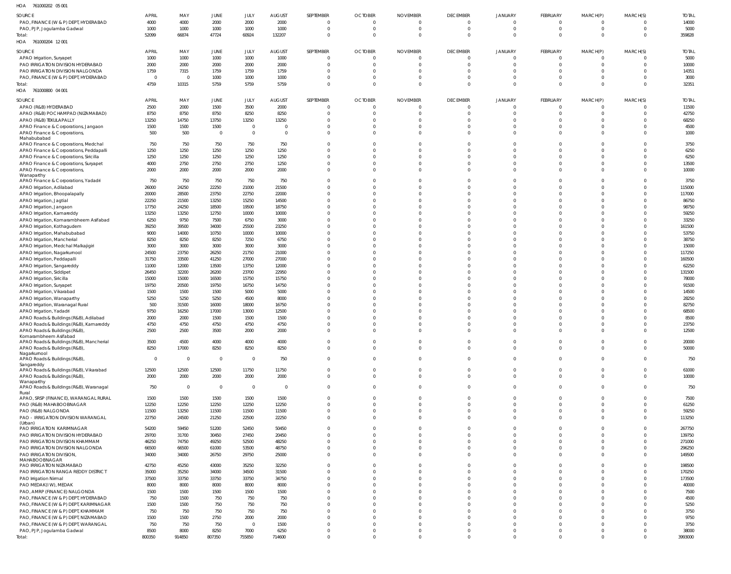HOA 761000202 05 001

| SOURCE | APRIL | MAY | JUNE | JULY | AUGUST | SEPTEMBER | OCTOBER | NOVEMBER | DECEMBER | JANUARY | FEBRUARY | MARCH(P) | MARCH(S) | TOTAL |
|---|---|---|---|---|---|---|---|---|---|---|---|---|---|---|
| PAO, FINANCE (W & P) DEPT, HYDERABAD | 4000 | 4000 | 2000 | 2000 | 2000 | 0 | 0 | 0 | 0 | 0 | 0 | 0 | 0 | 14000 |
| PAO, PJP, Jogulamba Gadwal | 1000 | 1000 | 1000 | 1000 | 1000 | 0 | 0 | 0 | 0 | 0 | 0 | 0 | 0 | 5000 |
| Total: | 52099 | 66874 | 47724 | 60924 | 132207 | 0 | 0 | 0 | 0 | 0 | 0 | 0 | 0 | 359828 |

HOA 761000204 12 001

| SOURCE | APRIL | MAY | JUNE | JULY | AUGUST | SEPTEMBER | OCTOBER | NOVEMBER | DECEMBER | JANUARY | FEBRUARY | MARCH(P) | MARCH(S) | TOTAL |
|---|---|---|---|---|---|---|---|---|---|---|---|---|---|---|
| APAO Irrigation, Suryapet | 1000 | 1000 | 1000 | 1000 | 1000 | 0 | 0 | 0 | 0 | 0 | 0 | 0 | 0 | 5000 |
| PAO IRRIGATION DIVISION HYDERABAD | 2000 | 2000 | 2000 | 2000 | 2000 | 0 | 0 | 0 | 0 | 0 | 0 | 0 | 0 | 10000 |
| PAO IRRIGATION DIVISION NALGONDA | 1759 | 7315 | 1759 | 1759 | 1759 | 0 | 0 | 0 | 0 | 0 | 0 | 0 | 0 | 14351 |
| PAO, FINANCE (W & P) DEPT, HYDERABAD | 0 | 0 | 1000 | 1000 | 1000 | 0 | 0 | 0 | 0 | 0 | 0 | 0 | 0 | 3000 |
| Total: | 4759 | 10315 | 5759 | 5759 | 5759 | 0 | 0 | 0 | 0 | 0 | 0 | 0 | 0 | 32351 |

HOA 761000800 04 001

| SOURCE | APRIL | MAY | JUNE | JULY | AUGUST | SEPTEMBER | OCTOBER | NOVEMBER | DECEMBER | JANUARY | FEBRUARY | MARCH(P) | MARCH(S) | TOTAL |
|---|---|---|---|---|---|---|---|---|---|---|---|---|---|---|
| APAO (R&B) HYDERABAD | 2500 | 2000 | 1500 | 3500 | 2000 | 0 | 0 | 0 | 0 | 0 | 0 | 0 | 0 | 11500 |
| APAO (R&B) POCHAMPAD (NIZAMABAD) | 8750 | 8750 | 8750 | 8250 | 8250 | 0 | 0 | 0 | 0 | 0 | 0 | 0 | 0 | 42750 |
| APAO (R&B) TEKULAPALLY | 13250 | 14750 | 13750 | 13250 | 13250 | 0 | 0 | 0 | 0 | 0 | 0 | 0 | 0 | 68250 |
| APAO Finance & Corporations, Jangaon | 1500 | 1500 | 1500 | 0 | 0 | 0 | 0 | 0 | 0 | 0 | 0 | 0 | 0 | 4500 |
| APAO Finance & Corporations, Mahabubabad | 500 | 500 | 0 | 0 | 0 | 0 | 0 | 0 | 0 | 0 | 0 | 0 | 0 | 1000 |
| APAO Finance & Corporations, Medchal | 750 | 750 | 750 | 750 | 750 | 0 | 0 | 0 | 0 | 0 | 0 | 0 | 0 | 3750 |
| APAO Finance & Corporations, Peddapalli | 1250 | 1250 | 1250 | 1250 | 1250 | 0 | 0 | 0 | 0 | 0 | 0 | 0 | 0 | 6250 |
| APAO Finance & Corporations, Siricilla | 1250 | 1250 | 1250 | 1250 | 1250 | 0 | 0 | 0 | 0 | 0 | 0 | 0 | 0 | 6250 |
| APAO Finance & Corporations, Suryapet | 4000 | 2750 | 2750 | 2750 | 1250 | 0 | 0 | 0 | 0 | 0 | 0 | 0 | 0 | 13500 |
| APAO Finance & Corporations, Wanaparthy | 2000 | 2000 | 2000 | 2000 | 2000 | 0 | 0 | 0 | 0 | 0 | 0 | 0 | 0 | 10000 |
| APAO Finance & Corporations, Yadadri | 750 | 750 | 750 | 750 | 750 | 0 | 0 | 0 | 0 | 0 | 0 | 0 | 0 | 3750 |
| APAO Irrigation, Adilabad | 26000 | 24250 | 22250 | 21000 | 21500 | 0 | 0 | 0 | 0 | 0 | 0 | 0 | 0 | 115000 |
| APAO Irrigation, Bhoopalapally | 20000 | 28500 | 23750 | 22750 | 22000 | 0 | 0 | 0 | 0 | 0 | 0 | 0 | 0 | 117000 |
| APAO Irrigation, Jagtial | 22250 | 21500 | 13250 | 15250 | 14500 | 0 | 0 | 0 | 0 | 0 | 0 | 0 | 0 | 86750 |
| APAO Irrigation, Jangaon | 17750 | 24250 | 18500 | 19500 | 18750 | 0 | 0 | 0 | 0 | 0 | 0 | 0 | 0 | 98750 |
| APAO Irrigation, Kamareddy | 13250 | 13250 | 12750 | 10000 | 10000 | 0 | 0 | 0 | 0 | 0 | 0 | 0 | 0 | 59250 |
| APAO Irrigation, Komarambheem Asifabad | 6250 | 9750 | 7500 | 6750 | 3000 | 0 | 0 | 0 | 0 | 0 | 0 | 0 | 0 | 33250 |
| APAO Irrigation, Kothagudem | 39250 | 39500 | 34000 | 25500 | 23250 | 0 | 0 | 0 | 0 | 0 | 0 | 0 | 0 | 161500 |
| APAO Irrigation, Mahabubabad | 9000 | 14000 | 10750 | 10000 | 10000 | 0 | 0 | 0 | 0 | 0 | 0 | 0 | 0 | 53750 |
| APAO Irrigation, Mancherial | 8250 | 8250 | 8250 | 7250 | 6750 | 0 | 0 | 0 | 0 | 0 | 0 | 0 | 0 | 38750 |
| APAO Irrigation, Medchal Malkajigiri | 3000 | 3000 | 3000 | 3000 | 3000 | 0 | 0 | 0 | 0 | 0 | 0 | 0 | 0 | 15000 |
| APAO Irrigation, Nagarkurnool | 24500 | 23750 | 26250 | 21750 | 21000 | 0 | 0 | 0 | 0 | 0 | 0 | 0 | 0 | 117250 |
| APAO Irrigation, Peddapalli | 31750 | 33500 | 41250 | 27000 | 27000 | 0 | 0 | 0 | 0 | 0 | 0 | 0 | 0 | 160500 |
| APAO Irrigation, Sangareddy | 11000 | 12000 | 13500 | 13750 | 12000 | 0 | 0 | 0 | 0 | 0 | 0 | 0 | 0 | 62250 |
| APAO Irrigation, Siddipet | 26450 | 32200 | 26200 | 23700 | 22950 | 0 | 0 | 0 | 0 | 0 | 0 | 0 | 0 | 131500 |
| APAO Irrigation, Siricilla | 15000 | 15000 | 16500 | 15750 | 15750 | 0 | 0 | 0 | 0 | 0 | 0 | 0 | 0 | 78000 |
| APAO Irrigation, Suryapet | 19750 | 20500 | 19750 | 16750 | 14750 | 0 | 0 | 0 | 0 | 0 | 0 | 0 | 0 | 91500 |
| APAO Irrigation, Vikarabad | 1500 | 1500 | 1500 | 5000 | 5000 | 0 | 0 | 0 | 0 | 0 | 0 | 0 | 0 | 14500 |
| APAO Irrigation, Wanaparthy | 5250 | 5250 | 5250 | 4500 | 8000 | 0 | 0 | 0 | 0 | 0 | 0 | 0 | 0 | 28250 |
| APAO Irrigation, Waranagal Rural | 500 | 31500 | 16000 | 18000 | 16750 | 0 | 0 | 0 | 0 | 0 | 0 | 0 | 0 | 82750 |
| APAO Irrigation, Yadadri | 9750 | 16250 | 17000 | 13000 | 12500 | 0 | 0 | 0 | 0 | 0 | 0 | 0 | 0 | 68500 |
| APAO Roads & Buildings (R&B), Adilabad | 2000 | 2000 | 1500 | 1500 | 1500 | 0 | 0 | 0 | 0 | 0 | 0 | 0 | 0 | 8500 |
| APAO Roads & Buildings (R&B), Kamareddy | 4750 | 4750 | 4750 | 4750 | 4750 | 0 | 0 | 0 | 0 | 0 | 0 | 0 | 0 | 23750 |
| APAO Roads & Buildings (R&B), Komarambheem Asifabad | 2500 | 2500 | 3500 | 2000 | 2000 | 0 | 0 | 0 | 0 | 0 | 0 | 0 | 0 | 12500 |
| APAO Roads & Buildings (R&B), Mancherial | 3500 | 4500 | 4000 | 4000 | 4000 | 0 | 0 | 0 | 0 | 0 | 0 | 0 | 0 | 20000 |
| APAO Roads & Buildings (R&B), Nagarkurnool | 8250 | 17000 | 8250 | 8250 | 8250 | 0 | 0 | 0 | 0 | 0 | 0 | 0 | 0 | 50000 |
| APAO Roads & Buildings (R&B), Sangareddy | 0 | 0 | 0 | 0 | 750 | 0 | 0 | 0 | 0 | 0 | 0 | 0 | 0 | 750 |
| APAO Roads & Buildings (R&B), Vikarabad | 12500 | 12500 | 12500 | 11750 | 11750 | 0 | 0 | 0 | 0 | 0 | 0 | 0 | 0 | 61000 |
| APAO Roads & Buildings (R&B), Wanaparthy | 2000 | 2000 | 2000 | 2000 | 2000 | 0 | 0 | 0 | 0 | 0 | 0 | 0 | 0 | 10000 |
| APAO Roads & Buildings (R&B), Waranagal Rural | 750 | 0 | 0 | 0 | 0 | 0 | 0 | 0 | 0 | 0 | 0 | 0 | 0 | 750 |
| APAO, SRSP (FINANCE), WARANGAL RURAL | 1500 | 1500 | 1500 | 1500 | 1500 | 0 | 0 | 0 | 0 | 0 | 0 | 0 | 0 | 7500 |
| PAO (R&B) MAHABOOBNAGAR | 12250 | 12250 | 12250 | 12250 | 12250 | 0 | 0 | 0 | 0 | 0 | 0 | 0 | 0 | 61250 |
| PAO (R&B) NALGONDA | 11500 | 13250 | 11500 | 11500 | 11500 | 0 | 0 | 0 | 0 | 0 | 0 | 0 | 0 | 59250 |
| PAO - IRRIGATION DIVISION WARANGAL (Urban) | 22750 | 24500 | 21250 | 22500 | 22250 | 0 | 0 | 0 | 0 | 0 | 0 | 0 | 0 | 113250 |
| PAO IRRIGATION KARIMNAGAR | 54200 | 59450 | 51200 | 52450 | 50450 | 0 | 0 | 0 | 0 | 0 | 0 | 0 | 0 | 267750 |
| PAO IRRIGATION DIVISION HYDERABAD | 29700 | 31700 | 30450 | 27450 | 20450 | 0 | 0 | 0 | 0 | 0 | 0 | 0 | 0 | 139750 |
| PAO IRRIGATION DIVISION KHAMMAM | 46250 | 74750 | 49250 | 52500 | 48250 | 0 | 0 | 0 | 0 | 0 | 0 | 0 | 0 | 271000 |
| PAO IRRIGATION DIVISION NALGONDA | 66500 | 66500 | 61000 | 53500 | 48750 | 0 | 0 | 0 | 0 | 0 | 0 | 0 | 0 | 296250 |
| PAO IRRIGATION DIVISION, MAHABOOBNAGAR | 34000 | 34000 | 26750 | 29750 | 25000 | 0 | 0 | 0 | 0 | 0 | 0 | 0 | 0 | 149500 |
| PAO IRRIGATION NIZAMABAD | 42750 | 45250 | 43000 | 35250 | 32250 | 0 | 0 | 0 | 0 | 0 | 0 | 0 | 0 | 198500 |
| PAO IRRIGATION RANGA REDDY DISTRICT | 35000 | 35250 | 34000 | 34500 | 31500 | 0 | 0 | 0 | 0 | 0 | 0 | 0 | 0 | 170250 |
| PAO Irrigation Nirmal | 37500 | 33750 | 33750 | 33750 | 34750 | 0 | 0 | 0 | 0 | 0 | 0 | 0 | 0 | 173500 |
| PAO MEDAK(IW), MEDAK | 8000 | 8000 | 8000 | 8000 | 8000 | 0 | 0 | 0 | 0 | 0 | 0 | 0 | 0 | 40000 |
| PAO, AMRP (FINANCE) NALGONDA | 1500 | 1500 | 1500 | 1500 | 1500 | 0 | 0 | 0 | 0 | 0 | 0 | 0 | 0 | 7500 |
| PAO, FINANCE (W & P) DEPT, HYDERABAD | 750 | 1500 | 750 | 750 | 750 | 0 | 0 | 0 | 0 | 0 | 0 | 0 | 0 | 4500 |
| PAO, FINANCE (W & P) DEPT, KARIMNAGAR | 1500 | 1500 | 750 | 750 | 750 | 0 | 0 | 0 | 0 | 0 | 0 | 0 | 0 | 5250 |
| PAO, FINANCE (W & P) DEPT, KHAMMAM | 750 | 750 | 750 | 750 | 750 | 0 | 0 | 0 | 0 | 0 | 0 | 0 | 0 | 3750 |
| PAO, FINANCE (W & P) DEPT, NIZAMABAD | 1500 | 1500 | 2750 | 2000 | 2000 | 0 | 0 | 0 | 0 | 0 | 0 | 0 | 0 | 9750 |
| PAO, FINANCE (W & P) DEPT, WARANGAL | 750 | 750 | 750 | 0 | 1500 | 0 | 0 | 0 | 0 | 0 | 0 | 0 | 0 | 3750 |
| PAO, PJP, Jogulamba Gadwal | 8500 | 8000 | 8250 | 7000 | 6250 | 0 | 0 | 0 | 0 | 0 | 0 | 0 | 0 | 38000 |
| Total: | 800350 | 914850 | 807350 | 755850 | 714600 | 0 | 0 | 0 | 0 | 0 | 0 | 0 | 0 | 3993000 |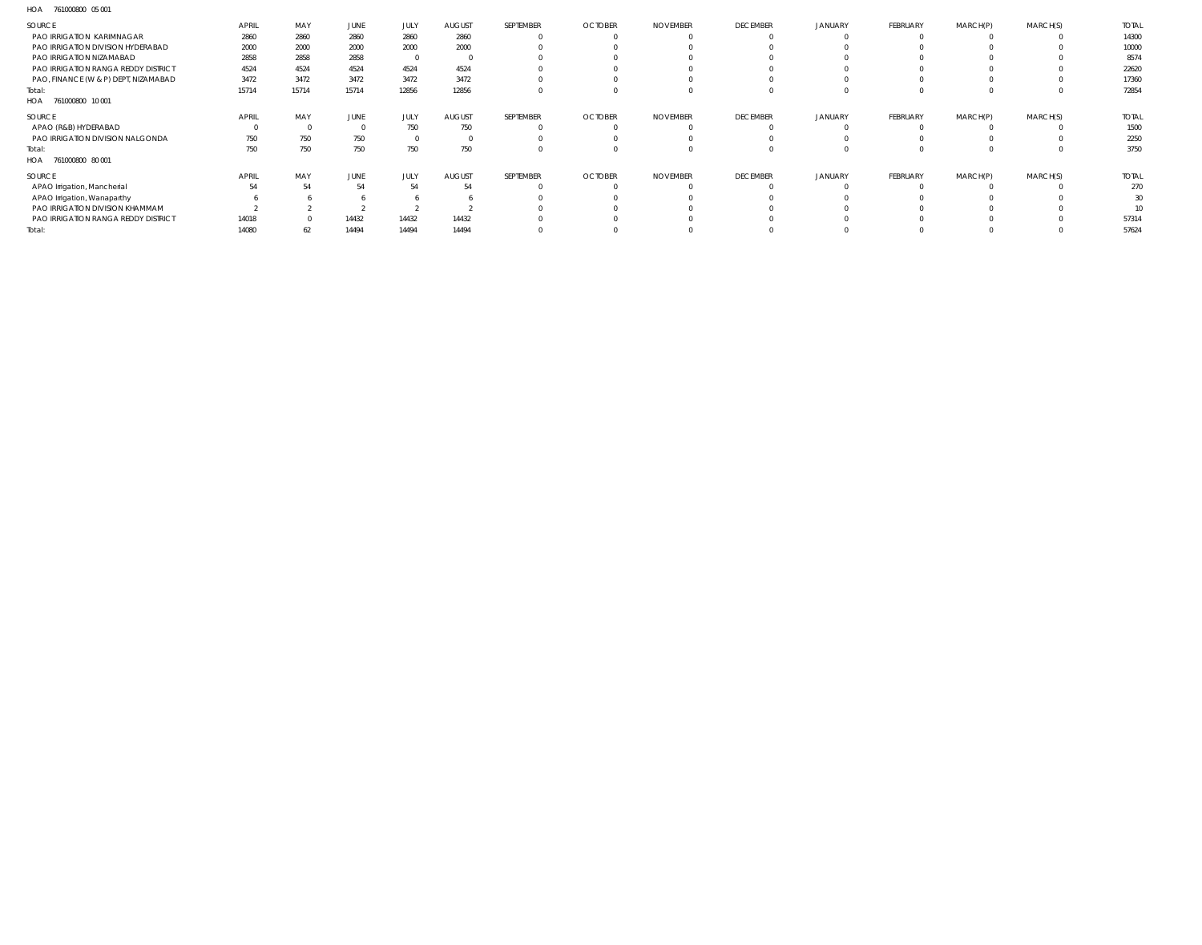HOA 761000800 05 001

| SOURCE | APRIL | MAY | JUNE | JULY | AUGUST | SEPTEMBER | OCTOBER | NOVEMBER | DECEMBER | JANUARY | FEBRUARY | MARCH(P) | MARCH(S) | TOTAL |
|---|---|---|---|---|---|---|---|---|---|---|---|---|---|---|
| PAO IRRIGATION KARIMNAGAR | 2860 | 2860 | 2860 | 2860 | 2860 | 0 | 0 | 0 | 0 | 0 | 0 | 0 | 0 | 14300 |
| PAO IRRIGATION DIVISION HYDERABAD | 2000 | 2000 | 2000 | 2000 | 2000 | 0 | 0 | 0 | 0 | 0 | 0 | 0 | 0 | 10000 |
| PAO IRRIGATION NIZAMABAD | 2858 | 2858 | 2858 | 0 | 0 | 0 | 0 | 0 | 0 | 0 | 0 | 0 | 0 | 8574 |
| PAO IRRIGATION RANGA REDDY DISTRICT | 4524 | 4524 | 4524 | 4524 | 4524 | 0 | 0 | 0 | 0 | 0 | 0 | 0 | 0 | 22620 |
| PAO, FINANCE (W & P) DEPT, NIZAMABAD | 3472 | 3472 | 3472 | 3472 | 3472 | 0 | 0 | 0 | 0 | 0 | 0 | 0 | 0 | 17360 |
| Total: | 15714 | 15714 | 15714 | 12856 | 12856 | 0 | 0 | 0 | 0 | 0 | 0 | 0 | 0 | 72854 |

HOA 761000800 10 001

| SOURCE | APRIL | MAY | JUNE | JULY | AUGUST | SEPTEMBER | OCTOBER | NOVEMBER | DECEMBER | JANUARY | FEBRUARY | MARCH(P) | MARCH(S) | TOTAL |
|---|---|---|---|---|---|---|---|---|---|---|---|---|---|---|
| APAO (R&B) HYDERABAD | 0 | 0 | 0 | 750 | 750 | 0 | 0 | 0 | 0 | 0 | 0 | 0 | 0 | 1500 |
| PAO IRRIGATION DIVISION NALGONDA | 750 | 750 | 750 | 0 | 0 | 0 | 0 | 0 | 0 | 0 | 0 | 0 | 0 | 2250 |
| Total: | 750 | 750 | 750 | 750 | 750 | 0 | 0 | 0 | 0 | 0 | 0 | 0 | 0 | 3750 |

HOA 761000800 80 001

| SOURCE | APRIL | MAY | JUNE | JULY | AUGUST | SEPTEMBER | OCTOBER | NOVEMBER | DECEMBER | JANUARY | FEBRUARY | MARCH(P) | MARCH(S) | TOTAL |
|---|---|---|---|---|---|---|---|---|---|---|---|---|---|---|
| APAO Irrigation, Mancherial | 54 | 54 | 54 | 54 | 54 | 0 | 0 | 0 | 0 | 0 | 0 | 0 | 0 | 270 |
| APAO Irrigation, Wanaparthy | 6 | 6 | 6 | 6 | 6 | 0 | 0 | 0 | 0 | 0 | 0 | 0 | 0 | 30 |
| PAO IRRIGATION DIVISION KHAMMAM | 2 | 2 | 2 | 2 | 2 | 0 | 0 | 0 | 0 | 0 | 0 | 0 | 0 | 10 |
| PAO IRRIGATION RANGA REDDY DISTRICT | 14018 | 0 | 14432 | 14432 | 14432 | 0 | 0 | 0 | 0 | 0 | 0 | 0 | 0 | 57314 |
| Total: | 14080 | 62 | 14494 | 14494 | 14494 | 0 | 0 | 0 | 0 | 0 | 0 | 0 | 0 | 57624 |